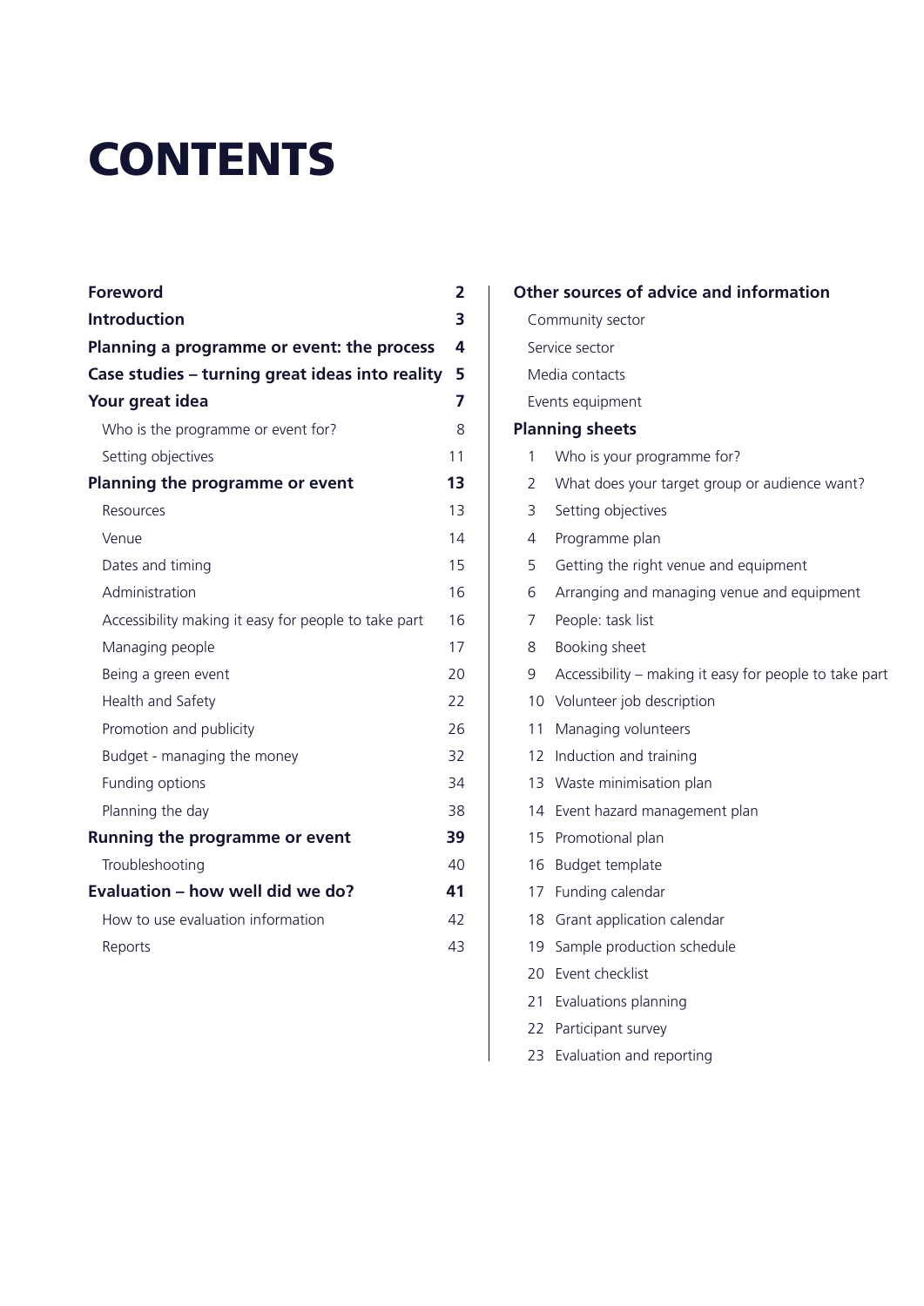# CONTENTS

| | |
|---|---|
| **Foreword** | **2** |
| **Introduction** | **3** |
| **Planning a programme or event: the process** | **4** |
| **Case studies – turning great ideas into reality** | **5** |
| **Your great idea** | **7** |
| Who is the programme or event for? | 8 |
| Setting objectives | 11 |
| **Planning the programme or event** | **13** |
| Resources | 13 |
| Venue | 14 |
| Dates and timing | 15 |
| Administration | 16 |
| Accessibility making it easy for people to take part | 16 |
| Managing people | 17 |
| Being a green event | 20 |
| Health and Safety | 22 |
| Promotion and publicity | 26 |
| Budget - managing the money | 32 |
| Funding options | 34 |
| Planning the day | 38 |
| **Running the programme or event** | **39** |
| Troubleshooting | 40 |
| **Evaluation – how well did we do?** | **41** |
| How to use evaluation information | 42 |
| Reports | 43 |

**Other sources of advice and information**

- Community sector
- Service sector
- Media contacts
- Events equipment

**Planning sheets**

1. Who is your programme for?
2. What does your target group or audience want?
3. Setting objectives
4. Programme plan
5. Getting the right venue and equipment
6. Arranging and managing venue and equipment
7. People: task list
8. Booking sheet
9. Accessibility – making it easy for people to take part
10. Volunteer job description
11. Managing volunteers
12. Induction and training
13. Waste minimisation plan
14. Event hazard management plan
15. Promotional plan
16. Budget template
17. Funding calendar
18. Grant application calendar
19. Sample production schedule
20. Event checklist
21. Evaluations planning
22. Participant survey
23. Evaluation and reporting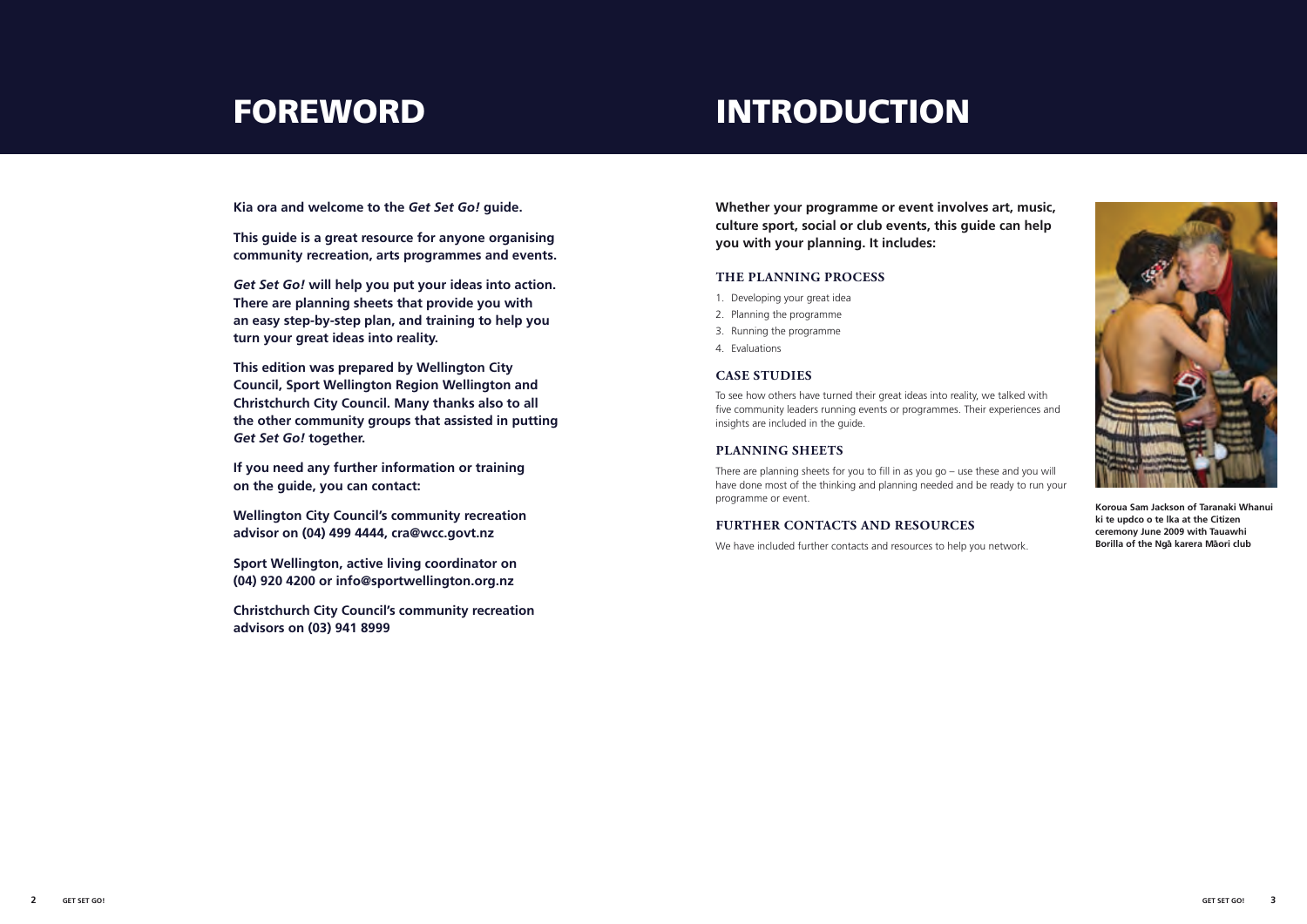# FOREWORD

**Kia ora and welcome to the *Get Set Go!* guide.**

**This guide is a great resource for anyone organising community recreation, arts programmes and events.**

***Get Set Go!* will help you put your ideas into action. There are planning sheets that provide you with an easy step-by-step plan, and training to help you turn your great ideas into reality.**

**This edition was prepared by Wellington City Council, Sport Wellington Region Wellington and Christchurch City Council. Many thanks also to all the other community groups that assisted in putting *Get Set Go!* together.**

**If you need any further information or training on the guide, you can contact:**

**Wellington City Council's community recreation advisor on (04) 499 4444, cra@wcc.govt.nz**

**Sport Wellington, active living coordinator on (04) 920 4200 or info@sportwellington.org.nz**

**Christchurch City Council's community recreation advisors on (03) 941 8999**

# INTRODUCTION

**Whether your programme or event involves art, music, culture sport, social or club events, this guide can help you with your planning. It includes:**

## THE PLANNING PROCESS

1. Developing your great idea
2. Planning the programme
3. Running the programme
4. Evaluations

## CASE STUDIES

To see how others have turned their great ideas into reality, we talked with five community leaders running events or programmes. Their experiences and insights are included in the guide.

## PLANNING SHEETS

There are planning sheets for you to fill in as you go – use these and you will have done most of the thinking and planning needed and be ready to run your programme or event.

## FURTHER CONTACTS AND RESOURCES

We have included further contacts and resources to help you network.

**Koroua Sam Jackson of Taranaki Whanui ki te updco o te Ika at the Citizen ceremony June 2009 with Tauawhi Borilla of the Ngā karera Māori club**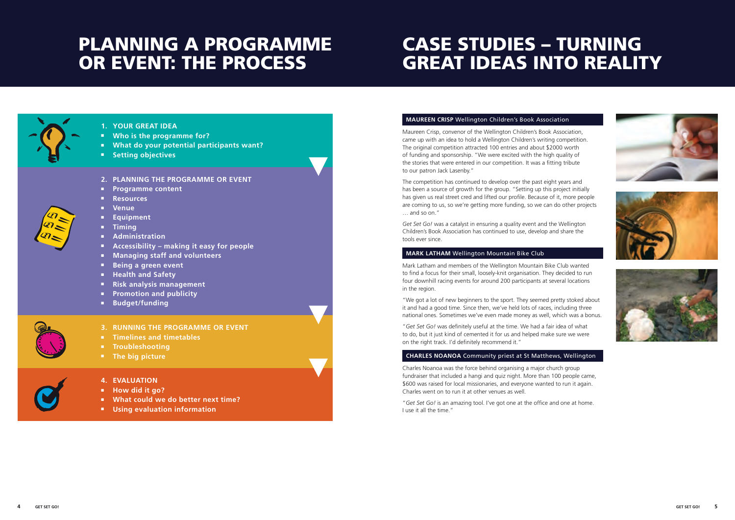# PLANNING A PROGRAMME OR EVENT: THE PROCESS

**1. YOUR GREAT IDEA**

- **Who is the programme for?**
- **What do your potential participants want?**
- **Setting objectives**

**2. PLANNING THE PROGRAMME OR EVENT**

- **Programme content**
- **Resources**
- **Venue**
- **Equipment**
- **Timing**
- **Administration**
- **Accessibility – making it easy for people**
- **Managing staff and volunteers**
- **Being a green event**
- **Health and Safety**
- **Risk analysis management**
- **Promotion and publicity**
- **Budget/funding**

**3. RUNNING THE PROGRAMME OR EVENT**

- **Timelines and timetables**
- **Troubleshooting**
- **The big picture**

**4. EVALUATION**

- **How did it go?**
- **What could we do better next time?**
- **Using evaluation information**

# CASE STUDIES – TURNING GREAT IDEAS INTO REALITY

### MAUREEN CRISP Wellington Children's Book Association

Maureen Crisp, convenor of the Wellington Children's Book Association, came up with an idea to hold a Wellington Children's writing competition. The original competition attracted 100 entries and about $2000 worth of funding and sponsorship. "We were excited with the high quality of the stories that were entered in our competition. It was a fitting tribute to our patron Jack Lasenby."

The competition has continued to develop over the past eight years and has been a source of growth for the group. "Setting up this project initially has given us real street cred and lifted our profile. Because of it, more people are coming to us, so we're getting more funding, so we can do other projects … and so on."

*Get Set Go!* was a catalyst in ensuring a quality event and the Wellington Children's Book Association has continued to use, develop and share the tools ever since.

### MARK LATHAM Wellington Mountain Bike Club

Mark Latham and members of the Wellington Mountain Bike Club wanted to find a focus for their small, loosely-knit organisation. They decided to run four downhill racing events for around 200 participants at several locations in the region.

"We got a lot of new beginners to the sport. They seemed pretty stoked about it and had a good time. Since then, we've held lots of races, including three national ones. Sometimes we've even made money as well, which was a bonus.

"*Get Set Go!* was definitely useful at the time. We had a fair idea of what to do, but it just kind of cemented it for us and helped make sure we were on the right track. I'd definitely recommend it."

### CHARLES NOANOA Community priest at St Matthews, Wellington

Charles Noanoa was the force behind organising a major church group fundraiser that included a hangi and quiz night. More than 100 people came, $600 was raised for local missionaries, and everyone wanted to run it again. Charles went on to run it at other venues as well.

"*Get Set Go!* is an amazing tool. I've got one at the office and one at home. I use it all the time."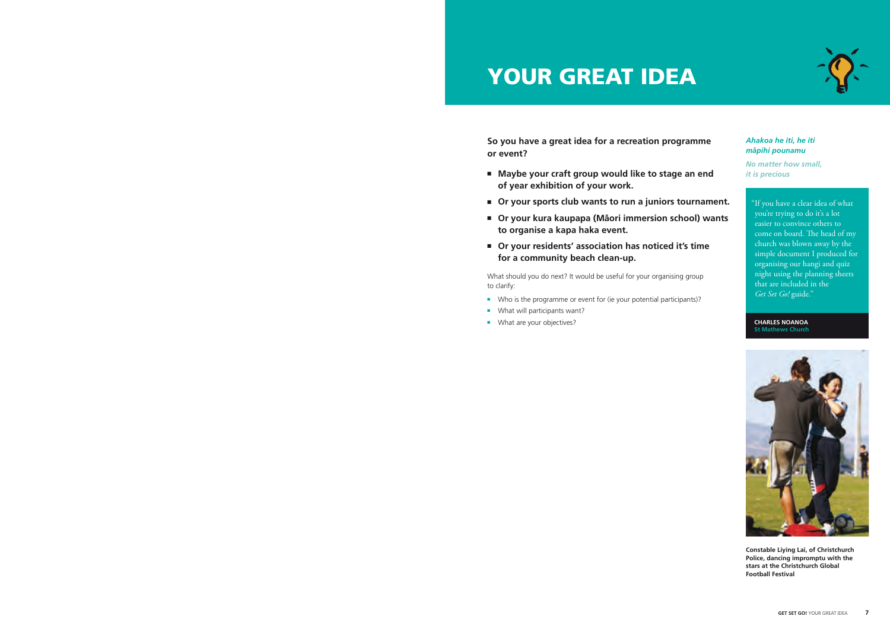# YOUR GREAT IDEA

**So you have a great idea for a recreation programme or event?**

- **Maybe your craft group would like to stage an end of year exhibition of your work.**
- **Or your sports club wants to run a juniors tournament.**
- **Or your kura kaupapa (Māori immersion school) wants to organise a kapa haka event.**
- **Or your residents' association has noticed it's time for a community beach clean-up.**

What should you do next? It would be useful for your organising group to clarify:

- Who is the programme or event for (ie your potential participants)?
- What will participants want?
- What are your objectives?

***Ahakoa he iti, he iti māpihi pounamu***

***No matter how small, it is precious***

"If you have a clear idea of what you're trying to do it's a lot easier to convince others to come on board. The head of my church was blown away by the simple document I produced for organising our hangi and quiz night using the planning sheets that are included in the *Get Set Go!* guide."

**CHARLES NOANOA**
**St Mathews Church**

**Constable Liying Lai, of Christchurch Police, dancing impromptu with the stars at the Christchurch Global Football Festival**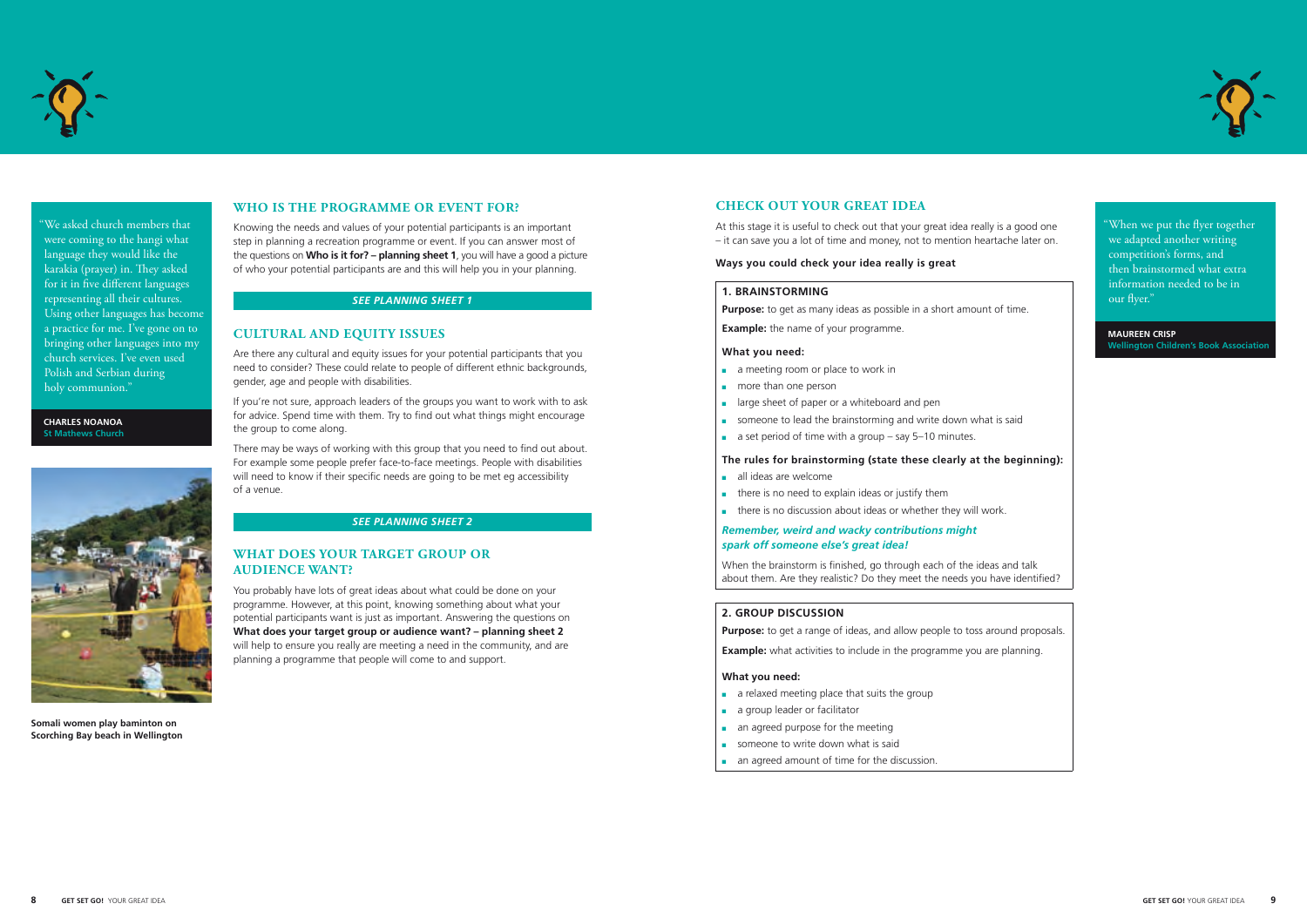"We asked church members that were coming to the hangi what language they would like the karakia (prayer) in. They asked for it in five different languages representing all their cultures. Using other languages has become a practice for me. I've gone on to bringing other languages into my church services. I've even used Polish and Serbian during holy communion."

**CHARLES NOANOA**
**St Mathews Church**

**Somali women play baminton on Scorching Bay beach in Wellington**

## WHO IS THE PROGRAMME OR EVENT FOR?

Knowing the needs and values of your potential participants is an important step in planning a recreation programme or event. If you can answer most of the questions on **Who is it for? – planning sheet 1**, you will have a good a picture of who your potential participants are and this will help you in your planning.

***SEE PLANNING SHEET 1***

## CULTURAL AND EQUITY ISSUES

Are there any cultural and equity issues for your potential participants that you need to consider? These could relate to people of different ethnic backgrounds, gender, age and people with disabilities.

If you're not sure, approach leaders of the groups you want to work with to ask for advice. Spend time with them. Try to find out what things might encourage the group to come along.

There may be ways of working with this group that you need to find out about. For example some people prefer face-to-face meetings. People with disabilities will need to know if their specific needs are going to be met eg accessibility of a venue.

***SEE PLANNING SHEET 2***

## WHAT DOES YOUR TARGET GROUP OR AUDIENCE WANT?

You probably have lots of great ideas about what could be done on your programme. However, at this point, knowing something about what your potential participants want is just as important. Answering the questions on **What does your target group or audience want? – planning sheet 2** will help to ensure you really are meeting a need in the community, and are planning a programme that people will come to and support.

## CHECK OUT YOUR GREAT IDEA

At this stage it is useful to check out that your great idea really is a good one – it can save you a lot of time and money, not to mention heartache later on.

**Ways you could check your idea really is great**

### 1. BRAINSTORMING

**Purpose:** to get as many ideas as possible in a short amount of time.

**Example:** the name of your programme.

**What you need:**

- a meeting room or place to work in
- more than one person
- large sheet of paper or a whiteboard and pen
- someone to lead the brainstorming and write down what is said
- a set period of time with a group – say 5–10 minutes.

**The rules for brainstorming (state these clearly at the beginning):**

- all ideas are welcome
- there is no need to explain ideas or justify them
- there is no discussion about ideas or whether they will work.

***Remember, weird and wacky contributions might spark off someone else's great idea!***

When the brainstorm is finished, go through each of the ideas and talk about them. Are they realistic? Do they meet the needs you have identified?

### 2. GROUP DISCUSSION

**Purpose:** to get a range of ideas, and allow people to toss around proposals.

**Example:** what activities to include in the programme you are planning.

**What you need:**

- a relaxed meeting place that suits the group
- a group leader or facilitator
- an agreed purpose for the meeting
- someone to write down what is said
- an agreed amount of time for the discussion.

"When we put the flyer together we adapted another writing competition's forms, and then brainstormed what extra information needed to be in our flyer."

**MAUREEN CRISP**
**Wellington Children's Book Association**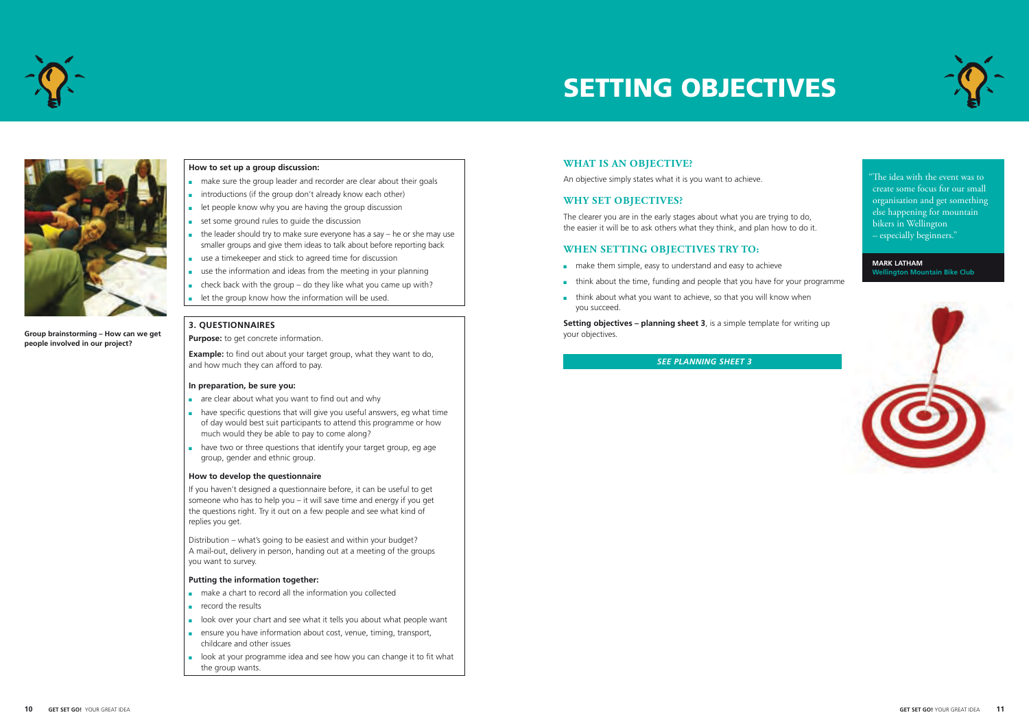Group brainstorming – How can we get people involved in our project?

**How to set up a group discussion:**

- make sure the group leader and recorder are clear about their goals
- introductions (if the group don't already know each other)
- let people know why you are having the group discussion
- set some ground rules to guide the discussion
- the leader should try to make sure everyone has a say – he or she may use smaller groups and give them ideas to talk about before reporting back
- use a timekeeper and stick to agreed time for discussion
- use the information and ideas from the meeting in your planning
- check back with the group – do they like what you came up with?
- let the group know how the information will be used.

### 3. QUESTIONNAIRES

**Purpose:** to get concrete information.

**Example:** to find out about your target group, what they want to do, and how much they can afford to pay.

**In preparation, be sure you:**

- are clear about what you want to find out and why
- have specific questions that will give you useful answers, eg what time of day would best suit participants to attend this programme or how much would they be able to pay to come along?
- have two or three questions that identify your target group, eg age group, gender and ethnic group.

**How to develop the questionnaire**

If you haven't designed a questionnaire before, it can be useful to get someone who has to help you – it will save time and energy if you get the questions right. Try it out on a few people and see what kind of replies you get.

Distribution – what's going to be easiest and within your budget? A mail-out, delivery in person, handing out at a meeting of the groups you want to survey.

**Putting the information together:**

- make a chart to record all the information you collected
- record the results
- look over your chart and see what it tells you about what people want
- ensure you have information about cost, venue, timing, transport, childcare and other issues
- look at your programme idea and see how you can change it to fit what the group wants.

# SETTING OBJECTIVES

## WHAT IS AN OBJECTIVE?

An objective simply states what it is you want to achieve.

## WHY SET OBJECTIVES?

The clearer you are in the early stages about what you are trying to do, the easier it will be to ask others what they think, and plan how to do it.

## WHEN SETTING OBJECTIVES TRY TO:

- make them simple, easy to understand and easy to achieve
- think about the time, funding and people that you have for your programme
- think about what you want to achieve, so that you will know when you succeed.

**Setting objectives – planning sheet 3**, is a simple template for writing up your objectives.

***SEE PLANNING SHEET 3***

"The idea with the event was to create some focus for our small organisation and get something else happening for mountain bikers in Wellington – especially beginners."

**MARK LATHAM**
**Wellington Mountain Bike Club**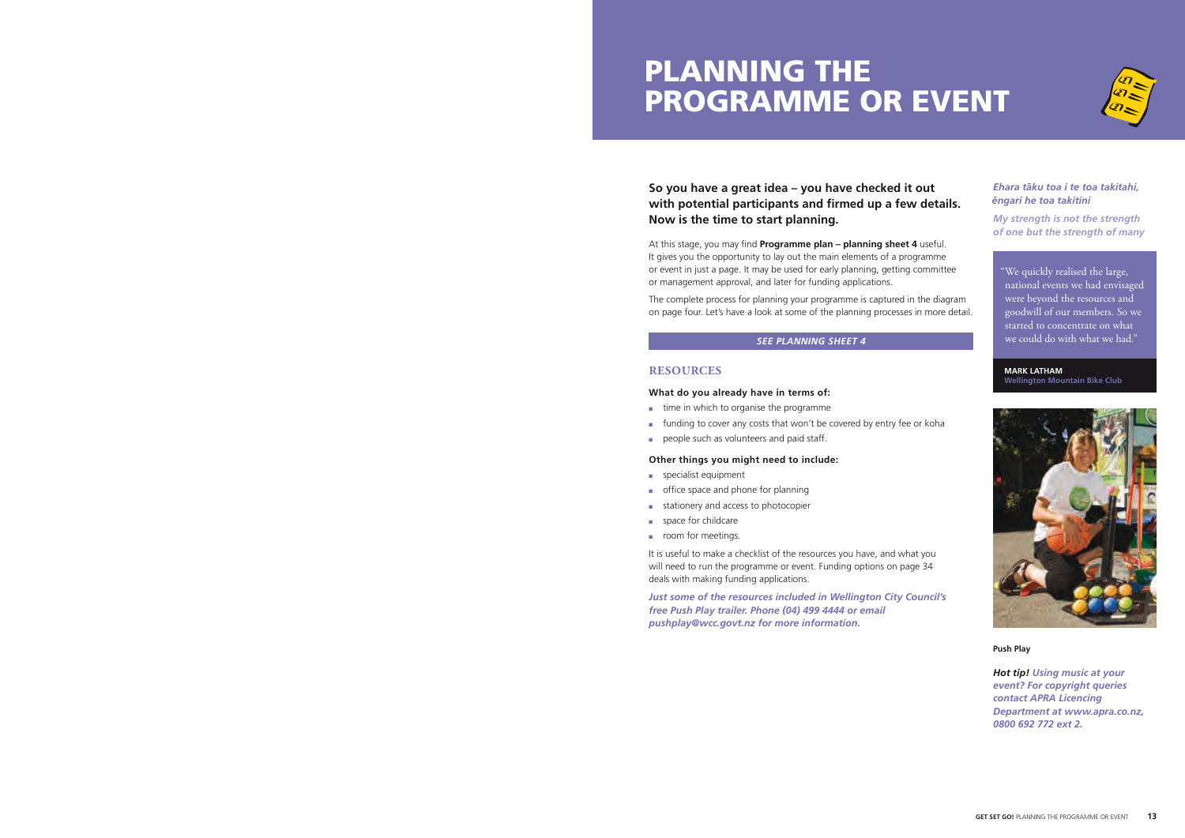# PLANNING THE PROGRAMME OR EVENT

**So you have a great idea – you have checked it out with potential participants and firmed up a few details. Now is the time to start planning.**

At this stage, you may find **Programme plan – planning sheet 4** useful. It gives you the opportunity to lay out the main elements of a programme or event in just a page. It may be used for early planning, getting committee or management approval, and later for funding applications.

The complete process for planning your programme is captured in the diagram on page four. Let's have a look at some of the planning processes in more detail.

***SEE PLANNING SHEET 4***

## RESOURCES

**What do you already have in terms of:**

- time in which to organise the programme
- funding to cover any costs that won't be covered by entry fee or koha
- people such as volunteers and paid staff.

**Other things you might need to include:**

- specialist equipment
- office space and phone for planning
- stationery and access to photocopier
- space for childcare
- room for meetings.

It is useful to make a checklist of the resources you have, and what you will need to run the programme or event. Funding options on page 34 deals with making funding applications.

***Just some of the resources included in Wellington City Council's free Push Play trailer. Phone (04) 499 4444 or email pushplay@wcc.govt.nz for more information.***

***Ehara tāku toa i te toa takitahi, engari he toa takitini***

***My strength is not the strength of one but the strength of many***

"We quickly realised the large, national events we had envisaged were beyond the resources and goodwill of our members. So we started to concentrate on what we could do with what we had."

**MARK LATHAM**
**Wellington Mountain Bike Club**

**Push Play**

***Hot tip!* *Using music at your event? For copyright queries contact APRA Licencing Department at www.apra.co.nz, 0800 692 772 ext 2.***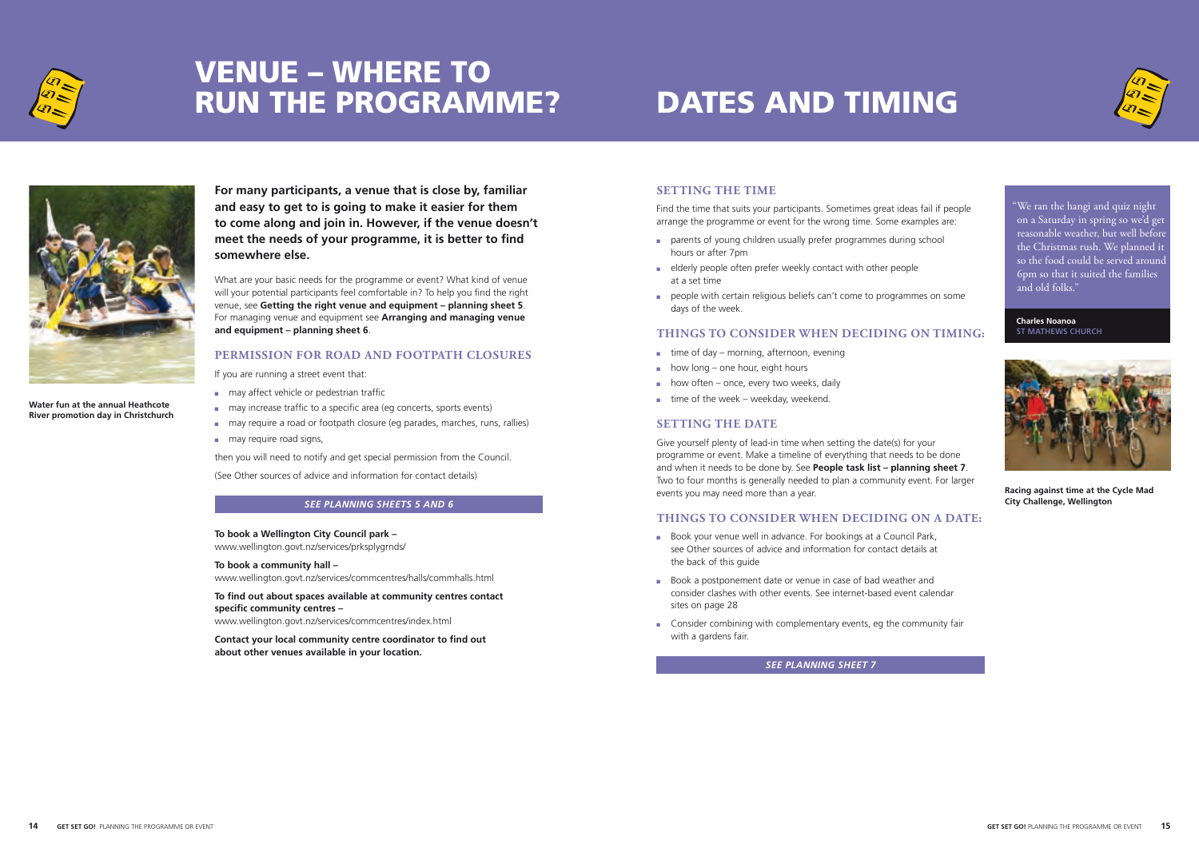# VENUE – WHERE TO RUN THE PROGRAMME?

Water fun at the annual Heathcote River promotion day in Christchurch

**For many participants, a venue that is close by, familiar and easy to get to is going to make it easier for them to come along and join in. However, if the venue doesn't meet the needs of your programme, it is better to find somewhere else.**

What are your basic needs for the programme or event? What kind of venue will your potential participants feel comfortable in? To help you find the right venue, see **Getting the right venue and equipment – planning sheet 5**. For managing venue and equipment see **Arranging and managing venue and equipment – planning sheet 6**.

## PERMISSION FOR ROAD AND FOOTPATH CLOSURES

If you are running a street event that:

- may affect vehicle or pedestrian traffic
- may increase traffic to a specific area (eg concerts, sports events)
- may require a road or footpath closure (eg parades, marches, runs, rallies)
- may require road signs,

then you will need to notify and get special permission from the Council.

(See Other sources of advice and information for contact details)

***SEE PLANNING SHEETS 5 AND 6***

**To book a Wellington City Council park –**
www.wellington.govt.nz/services/prksplygrnds/

**To book a community hall –**
www.wellington.govt.nz/services/commcentres/halls/commhalls.html

**To find out about spaces available at community centres contact specific community centres –**
www.wellington.govt.nz/services/commcentres/index.html

**Contact your local community centre coordinator to find out about other venues available in your location.**

# DATES AND TIMING

## SETTING THE TIME

Find the time that suits your participants. Sometimes great ideas fail if people arrange the programme or event for the wrong time. Some examples are:

- parents of young children usually prefer programmes during school hours or after 7pm
- elderly people often prefer weekly contact with other people at a set time
- people with certain religious beliefs can't come to programmes on some days of the week.

## THINGS TO CONSIDER WHEN DECIDING ON TIMING:

- time of day – morning, afternoon, evening
- how long – one hour, eight hours
- how often – once, every two weeks, daily
- time of the week – weekday, weekend.

## SETTING THE DATE

Give yourself plenty of lead-in time when setting the date(s) for your programme or event. Make a timeline of everything that needs to be done and when it needs to be done by. See **People task list – planning sheet 7**. Two to four months is generally needed to plan a community event. For larger events you may need more than a year.

## THINGS TO CONSIDER WHEN DECIDING ON A DATE:

- Book your venue well in advance. For bookings at a Council Park, see Other sources of advice and information for contact details at the back of this guide
- Book a postponement date or venue in case of bad weather and consider clashes with other events. See internet-based event calendar sites on page 28
- Consider combining with complementary events, eg the community fair with a gardens fair.

***SEE PLANNING SHEET 7***

"We ran the hangi and quiz night on a Saturday in spring so we'd get reasonable weather, but well before the Christmas rush. We planned it so the food could be served around 6pm so that it suited the families and old folks."

**Charles Noanoa**
**ST MATHEWS CHURCH**

Racing against time at the Cycle Mad City Challenge, Wellington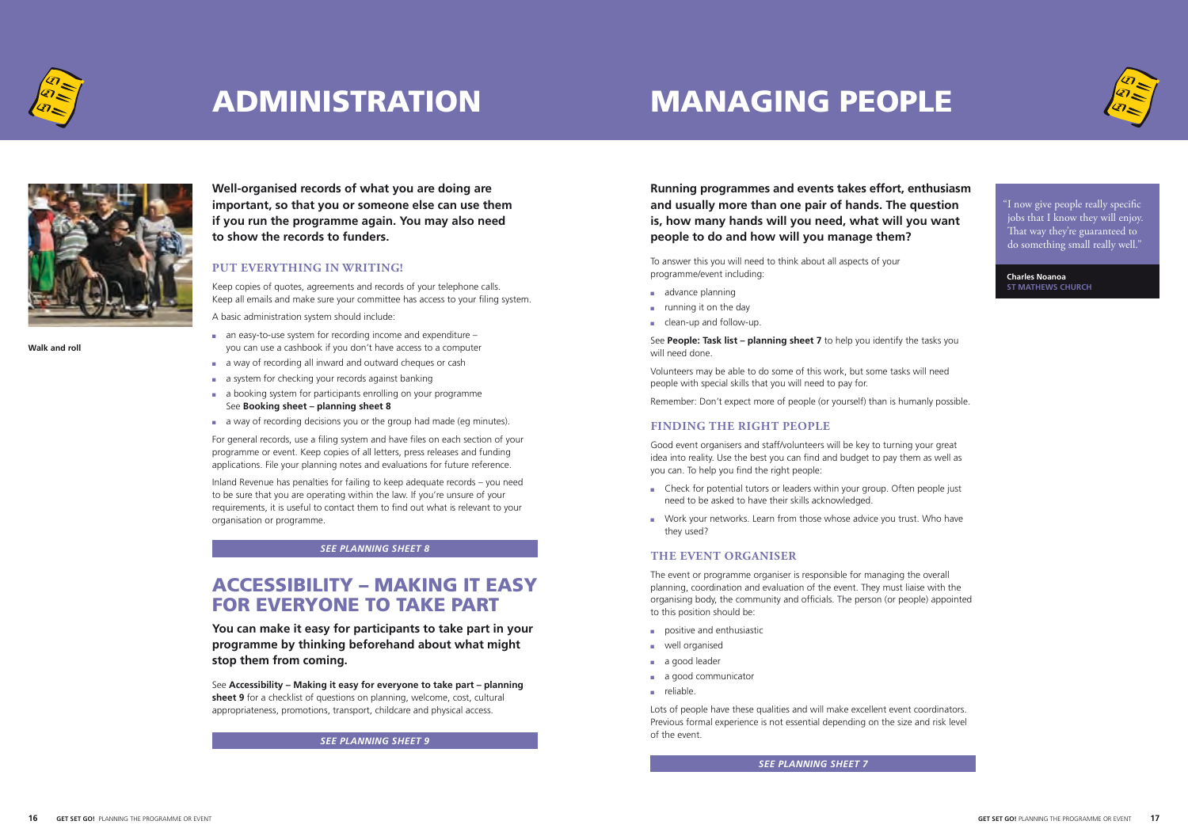# ADMINISTRATION

Walk and roll

**Well-organised records of what you are doing are important, so that you or someone else can use them if you run the programme again. You may also need to show the records to funders.**

### PUT EVERYTHING IN WRITING!

Keep copies of quotes, agreements and records of your telephone calls. Keep all emails and make sure your committee has access to your filing system.

A basic administration system should include:

- an easy-to-use system for recording income and expenditure – you can use a cashbook if you don't have access to a computer
- a way of recording all inward and outward cheques or cash
- a system for checking your records against banking
- a booking system for participants enrolling on your programme See **Booking sheet – planning sheet 8**
- a way of recording decisions you or the group had made (eg minutes).

For general records, use a filing system and have files on each section of your programme or event. Keep copies of all letters, press releases and funding applications. File your planning notes and evaluations for future reference.

Inland Revenue has penalties for failing to keep adequate records – you need to be sure that you are operating within the law. If you're unsure of your requirements, it is useful to contact them to find out what is relevant to your organisation or programme.

***SEE PLANNING SHEET 8***

## ACCESSIBILITY – MAKING IT EASY FOR EVERYONE TO TAKE PART

**You can make it easy for participants to take part in your programme by thinking beforehand about what might stop them from coming.**

See **Accessibility – Making it easy for everyone to take part – planning sheet 9** for a checklist of questions on planning, welcome, cost, cultural appropriateness, promotions, transport, childcare and physical access.

***SEE PLANNING SHEET 9***

# MANAGING PEOPLE

**Running programmes and events takes effort, enthusiasm and usually more than one pair of hands. The question is, how many hands will you need, what will you want people to do and how will you manage them?**

To answer this you will need to think about all aspects of your programme/event including:

- advance planning
- running it on the day
- clean-up and follow-up.

See **People: Task list – planning sheet 7** to help you identify the tasks you will need done.

Volunteers may be able to do some of this work, but some tasks will need people with special skills that you will need to pay for.

Remember: Don't expect more of people (or yourself) than is humanly possible.

### FINDING THE RIGHT PEOPLE

Good event organisers and staff/volunteers will be key to turning your great idea into reality. Use the best you can find and budget to pay them as well as you can. To help you find the right people:

- Check for potential tutors or leaders within your group. Often people just need to be asked to have their skills acknowledged.
- Work your networks. Learn from those whose advice you trust. Who have they used?

### THE EVENT ORGANISER

The event or programme organiser is responsible for managing the overall planning, coordination and evaluation of the event. They must liaise with the organising body, the community and officials. The person (or people) appointed to this position should be:

- positive and enthusiastic
- well organised
- a good leader
- a good communicator
- reliable.

Lots of people have these qualities and will make excellent event coordinators. Previous formal experience is not essential depending on the size and risk level of the event.

***SEE PLANNING SHEET 7***

"I now give people really specific jobs that I know they will enjoy. That way they're guaranteed to do something small really well."

**Charles Noanoa**
**ST MATHEWS CHURCH**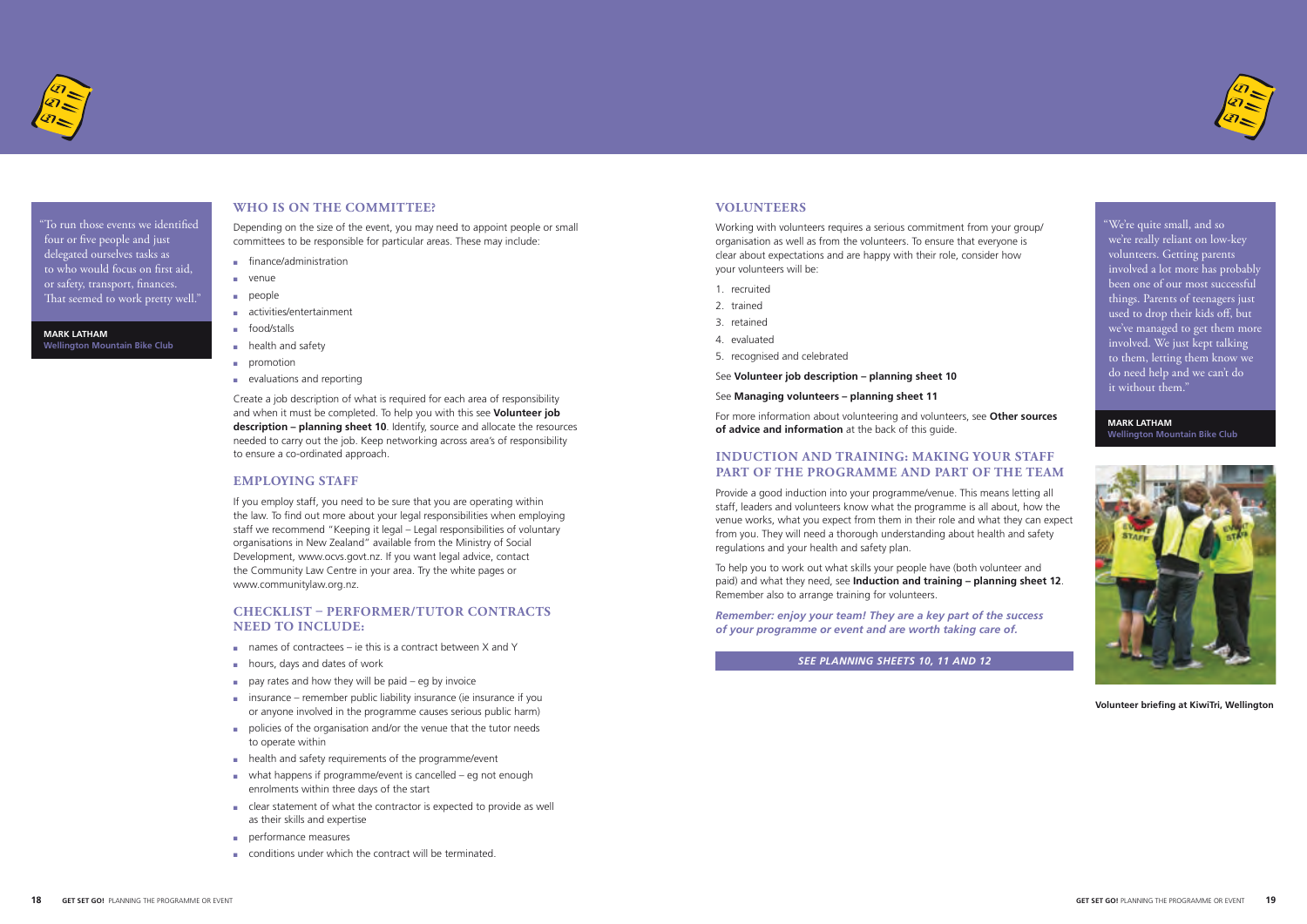"To run those events we identified four or five people and just delegated ourselves tasks as to who would focus on first aid, or safety, transport, finances. That seemed to work pretty well."

**MARK LATHAM**
**Wellington Mountain Bike Club**

## WHO IS ON THE COMMITTEE?

Depending on the size of the event, you may need to appoint people or small committees to be responsible for particular areas. These may include:

- finance/administration
- venue
- people
- activities/entertainment
- food/stalls
- health and safety
- promotion
- evaluations and reporting

Create a job description of what is required for each area of responsibility and when it must be completed. To help you with this see **Volunteer job description – planning sheet 10**. Identify, source and allocate the resources needed to carry out the job. Keep networking across area's of responsibility to ensure a co-ordinated approach.

## EMPLOYING STAFF

If you employ staff, you need to be sure that you are operating within the law. To find out more about your legal responsibilities when employing staff we recommend "Keeping it legal – Legal responsibilities of voluntary organisations in New Zealand" available from the Ministry of Social Development, www.ocvs.govt.nz. If you want legal advice, contact the Community Law Centre in your area. Try the white pages or www.communitylaw.org.nz.

## CHECKLIST – PERFORMER/TUTOR CONTRACTS NEED TO INCLUDE:

- names of contractees – ie this is a contract between X and Y
- hours, days and dates of work
- pay rates and how they will be paid – eg by invoice
- insurance – remember public liability insurance (ie insurance if you or anyone involved in the programme causes serious public harm)
- policies of the organisation and/or the venue that the tutor needs to operate within
- health and safety requirements of the programme/event
- what happens if programme/event is cancelled – eg not enough enrolments within three days of the start
- clear statement of what the contractor is expected to provide as well as their skills and expertise
- performance measures
- conditions under which the contract will be terminated.

## VOLUNTEERS

Working with volunteers requires a serious commitment from your group/organisation as well as from the volunteers. To ensure that everyone is clear about expectations and are happy with their role, consider how your volunteers will be:

1. recruited
2. trained
3. retained
4. evaluated
5. recognised and celebrated

See **Volunteer job description – planning sheet 10**

See **Managing volunteers – planning sheet 11**

For more information about volunteering and volunteers, see **Other sources of advice and information** at the back of this guide.

## INDUCTION AND TRAINING: MAKING YOUR STAFF PART OF THE PROGRAMME AND PART OF THE TEAM

Provide a good induction into your programme/venue. This means letting all staff, leaders and volunteers know what the programme is all about, how the venue works, what you expect from them in their role and what they can expect from you. They will need a thorough understanding about health and safety regulations and your health and safety plan.

To help you to work out what skills your people have (both volunteer and paid) and what they need, see **Induction and training – planning sheet 12**. Remember also to arrange training for volunteers.

***Remember: enjoy your team! They are a key part of the success of your programme or event and are worth taking care of.***

*SEE PLANNING SHEETS 10, 11 AND 12*

"We're quite small, and so we're really reliant on low-key volunteers. Getting parents involved a lot more has probably been one of our most successful things. Parents of teenagers just used to drop their kids off, but we've managed to get them more involved. We just kept talking to them, letting them know we do need help and we can't do it without them."

**MARK LATHAM**
**Wellington Mountain Bike Club**

**Volunteer briefing at KiwiTri, Wellington**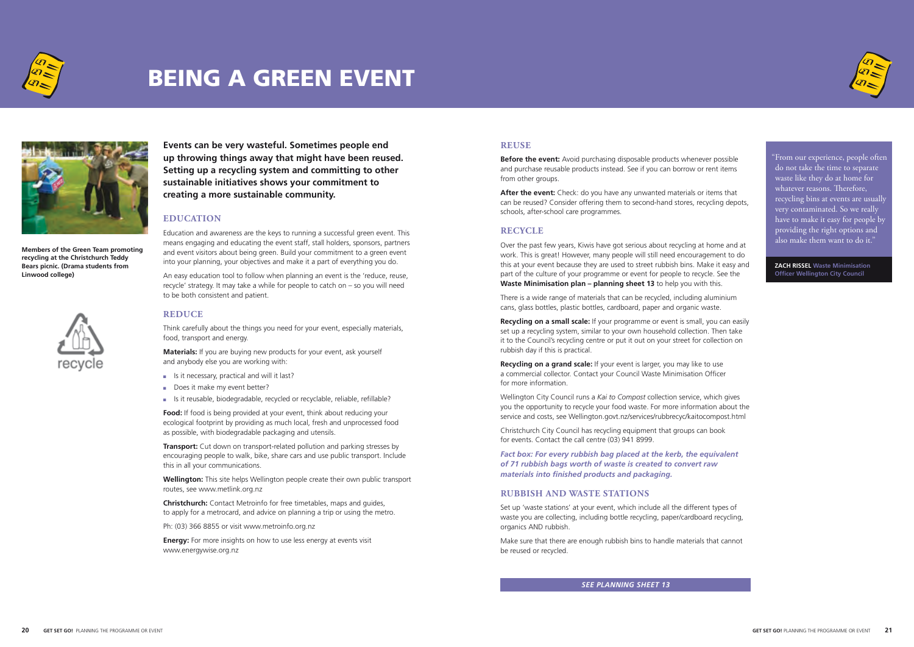# BEING A GREEN EVENT

Members of the Green Team promoting recycling at the Christchurch Teddy Bears picnic. (Drama students from Linwood college)

**Events can be very wasteful. Sometimes people end up throwing things away that might have been reused. Setting up a recycling system and committing to other sustainable initiatives shows your commitment to creating a more sustainable community.**

## EDUCATION

Education and awareness are the keys to running a successful green event. This means engaging and educating the event staff, stall holders, sponsors, partners and event visitors about being green. Build your commitment to a green event into your planning, your objectives and make it a part of everything you do.

An easy education tool to follow when planning an event is the 'reduce, reuse, recycle' strategy. It may take a while for people to catch on – so you will need to be both consistent and patient.

## REDUCE

Think carefully about the things you need for your event, especially materials, food, transport and energy.

**Materials:** If you are buying new products for your event, ask yourself and anybody else you are working with:

- Is it necessary, practical and will it last?
- Does it make my event better?
- Is it reusable, biodegradable, recycled or recyclable, reliable, refillable?

**Food:** If food is being provided at your event, think about reducing your ecological footprint by providing as much local, fresh and unprocessed food as possible, with biodegradable packaging and utensils.

**Transport:** Cut down on transport-related pollution and parking stresses by encouraging people to walk, bike, share cars and use public transport. Include this in all your communications.

**Wellington:** This site helps Wellington people create their own public transport routes, see www.metlink.org.nz

**Christchurch:** Contact Metroinfo for free timetables, maps and guides, to apply for a metrocard, and advice on planning a trip or using the metro.

Ph: (03) 366 8855 or visit www.metroinfo.org.nz

**Energy:** For more insights on how to use less energy at events visit www.energywise.org.nz

## REUSE

**Before the event:** Avoid purchasing disposable products whenever possible and purchase reusable products instead. See if you can borrow or rent items from other groups.

**After the event:** Check: do you have any unwanted materials or items that can be reused? Consider offering them to second-hand stores, recycling depots, schools, after-school care programmes.

## RECYCLE

Over the past few years, Kiwis have got serious about recycling at home and at work. This is great! However, many people will still need encouragement to do this at your event because they are used to street rubbish bins. Make it easy and part of the culture of your programme or event for people to recycle. See the **Waste Minimisation plan – planning sheet 13** to help you with this.

There is a wide range of materials that can be recycled, including aluminium cans, glass bottles, plastic bottles, cardboard, paper and organic waste.

**Recycling on a small scale:** If your programme or event is small, you can easily set up a recycling system, similar to your own household collection. Then take it to the Council's recycling centre or put it out on your street for collection on rubbish day if this is practical.

**Recycling on a grand scale:** If your event is larger, you may like to use a commercial collector. Contact your Council Waste Minimisation Officer for more information.

Wellington City Council runs a *Kai to Compost* collection service, which gives you the opportunity to recycle your food waste. For more information about the service and costs, see Wellington.govt.nz/services/rubbrecyc/kaitocompost.html

Christchurch City Council has recycling equipment that groups can book for events. Contact the call centre (03) 941 8999.

***Fact box: For every rubbish bag placed at the kerb, the equivalent of 71 rubbish bags worth of waste is created to convert raw materials into finished products and packaging.***

## RUBBISH AND WASTE STATIONS

Set up 'waste stations' at your event, which include all the different types of waste you are collecting, including bottle recycling, paper/cardboard recycling, organics AND rubbish.

Make sure that there are enough rubbish bins to handle materials that cannot be reused or recycled.

***SEE PLANNING SHEET 13***

"From our experience, people often do not take the time to separate waste like they do at home for whatever reasons. Therefore, recycling bins at events are usually very contaminated. So we really have to make it easy for people by providing the right options and also make them want to do it."

**ZACH RISSEL** Waste Minimisation Officer Wellington City Council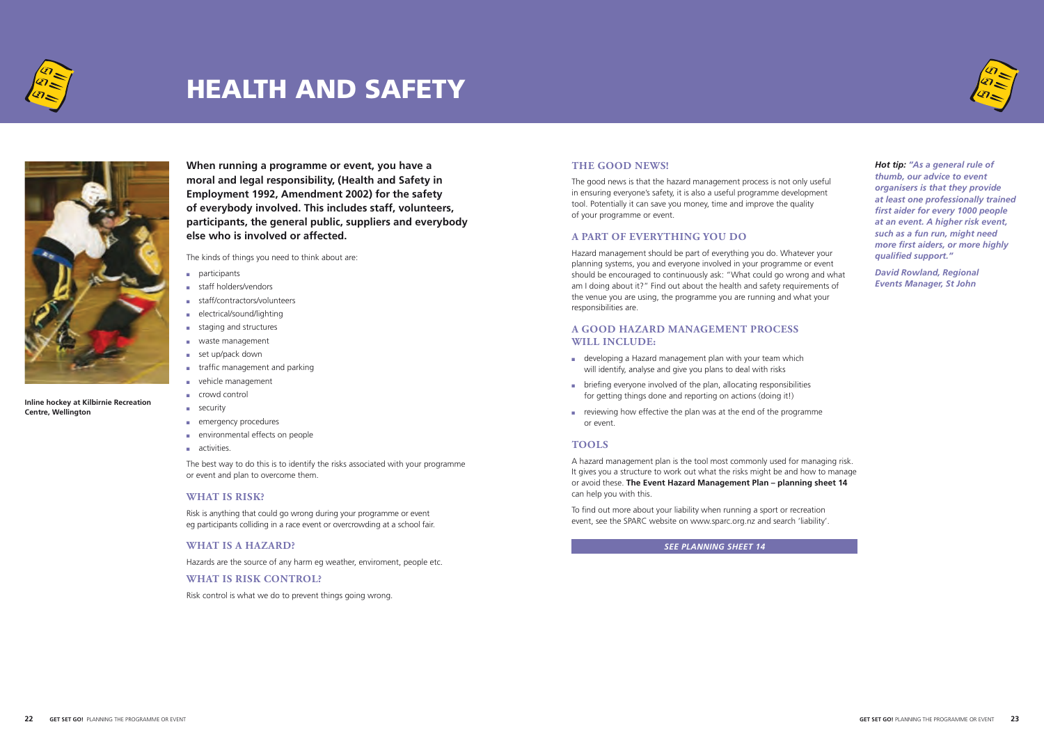# HEALTH AND SAFETY

Inline hockey at Kilbirnie Recreation Centre, Wellington

**When running a programme or event, you have a moral and legal responsibility, (Health and Safety in Employment 1992, Amendment 2002) for the safety of everybody involved. This includes staff, volunteers, participants, the general public, suppliers and everybody else who is involved or affected.**

The kinds of things you need to think about are:

- participants
- staff holders/vendors
- staff/contractors/volunteers
- electrical/sound/lighting
- staging and structures
- waste management
- set up/pack down
- traffic management and parking
- vehicle management
- crowd control
- security
- emergency procedures
- environmental effects on people
- activities.

The best way to do this is to identify the risks associated with your programme or event and plan to overcome them.

## WHAT IS RISK?

Risk is anything that could go wrong during your programme or event eg participants colliding in a race event or overcrowding at a school fair.

## WHAT IS A HAZARD?

Hazards are the source of any harm eg weather, enviroment, people etc.

## WHAT IS RISK CONTROL?

Risk control is what we do to prevent things going wrong.

## THE GOOD NEWS!

The good news is that the hazard management process is not only useful in ensuring everyone's safety, it is also a useful programme development tool. Potentially it can save you money, time and improve the quality of your programme or event.

## A PART OF EVERYTHING YOU DO

Hazard management should be part of everything you do. Whatever your planning systems, you and everyone involved in your programme or event should be encouraged to continuously ask: "What could go wrong and what am I doing about it?" Find out about the health and safety requirements of the venue you are using, the programme you are running and what your responsibilities are.

## A GOOD HAZARD MANAGEMENT PROCESS WILL INCLUDE:

- developing a Hazard management plan with your team which will identify, analyse and give you plans to deal with risks
- briefing everyone involved of the plan, allocating responsibilities for getting things done and reporting on actions (doing it!)
- reviewing how effective the plan was at the end of the programme or event.

## TOOLS

A hazard management plan is the tool most commonly used for managing risk. It gives you a structure to work out what the risks might be and how to manage or avoid these. **The Event Hazard Management Plan – planning sheet 14** can help you with this.

To find out more about your liability when running a sport or recreation event, see the SPARC website on www.sparc.org.nz and search 'liability'.

***SEE PLANNING SHEET 14***

***Hot tip:*** ***"As a general rule of thumb, our advice to event organisers is that they provide at least one professionally trained first aider for every 1000 people at an event. A higher risk event, such as a fun run, might need more first aiders, or more highly qualified support."***

***David Rowland, Regional Events Manager, St John***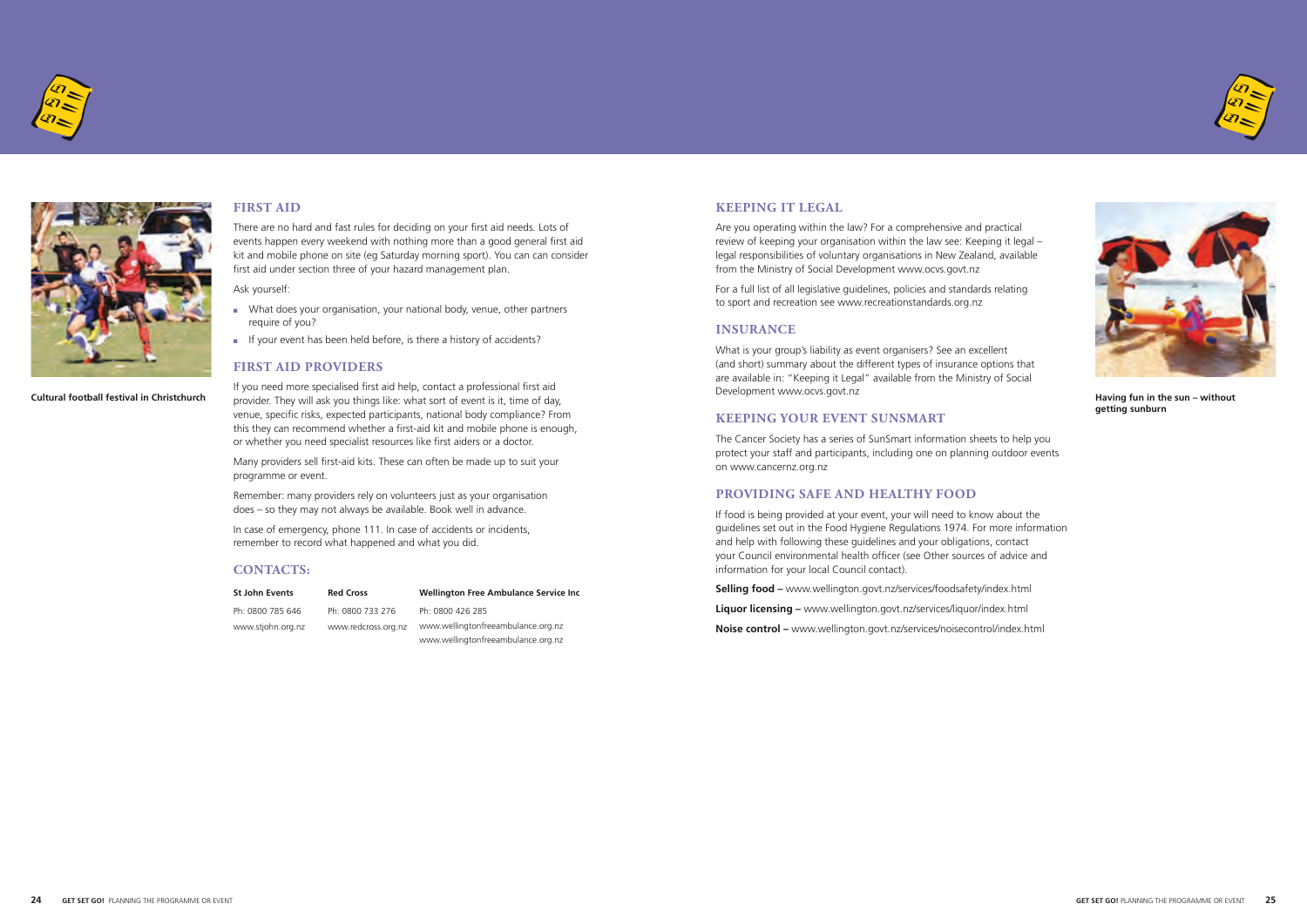Cultural football festival in Christchurch

## FIRST AID

There are no hard and fast rules for deciding on your first aid needs. Lots of events happen every weekend with nothing more than a good general first aid kit and mobile phone on site (eg Saturday morning sport). You can can consider first aid under section three of your hazard management plan.

Ask yourself:

- What does your organisation, your national body, venue, other partners require of you?
- If your event has been held before, is there a history of accidents?

## FIRST AID PROVIDERS

If you need more specialised first aid help, contact a professional first aid provider. They will ask you things like: what sort of event is it, time of day, venue, specific risks, expected participants, national body compliance? From this they can recommend whether a first-aid kit and mobile phone is enough, or whether you need specialist resources like first aiders or a doctor.

Many providers sell first-aid kits. These can often be made up to suit your programme or event.

Remember: many providers rely on volunteers just as your organisation does – so they may not always be available. Book well in advance.

In case of emergency, phone 111. In case of accidents or incidents, remember to record what happened and what you did.

## CONTACTS:

| St John Events | Red Cross | Wellington Free Ambulance Service Inc |
|---|---|---|
| Ph: 0800 785 646 | Ph: 0800 733 276 | Ph: 0800 426 285 |
| www.stjohn.org.nz | www.redcross.org.nz | www.wellingtonfreeambulance.org.nz |
| | | www.wellingtonfreeambulance.org.nz |

## KEEPING IT LEGAL

Are you operating within the law? For a comprehensive and practical review of keeping your organisation within the law see: Keeping it legal – legal responsibilities of voluntary organisations in New Zealand, available from the Ministry of Social Development www.ocvs.govt.nz

For a full list of all legislative guidelines, policies and standards relating to sport and recreation see www.recreationstandards.org.nz

## INSURANCE

What is your group's liability as event organisers? See an excellent (and short) summary about the different types of insurance options that are available in: "Keeping it Legal" available from the Ministry of Social Development www.ocvs.govt.nz

## KEEPING YOUR EVENT SUNSMART

The Cancer Society has a series of SunSmart information sheets to help you protect your staff and participants, including one on planning outdoor events on www.cancernz.org.nz

## PROVIDING SAFE AND HEALTHY FOOD

If food is being provided at your event, your will need to know about the guidelines set out in the Food Hygiene Regulations 1974. For more information and help with following these guidelines and your obligations, contact your Council environmental health officer (see Other sources of advice and information for your local Council contact).

**Selling food –** www.wellington.govt.nz/services/foodsafety/index.html

**Liquor licensing –** www.wellington.govt.nz/services/liquor/index.html

**Noise control –** www.wellington.govt.nz/services/noisecontrol/index.html

Having fun in the sun – without getting sunburn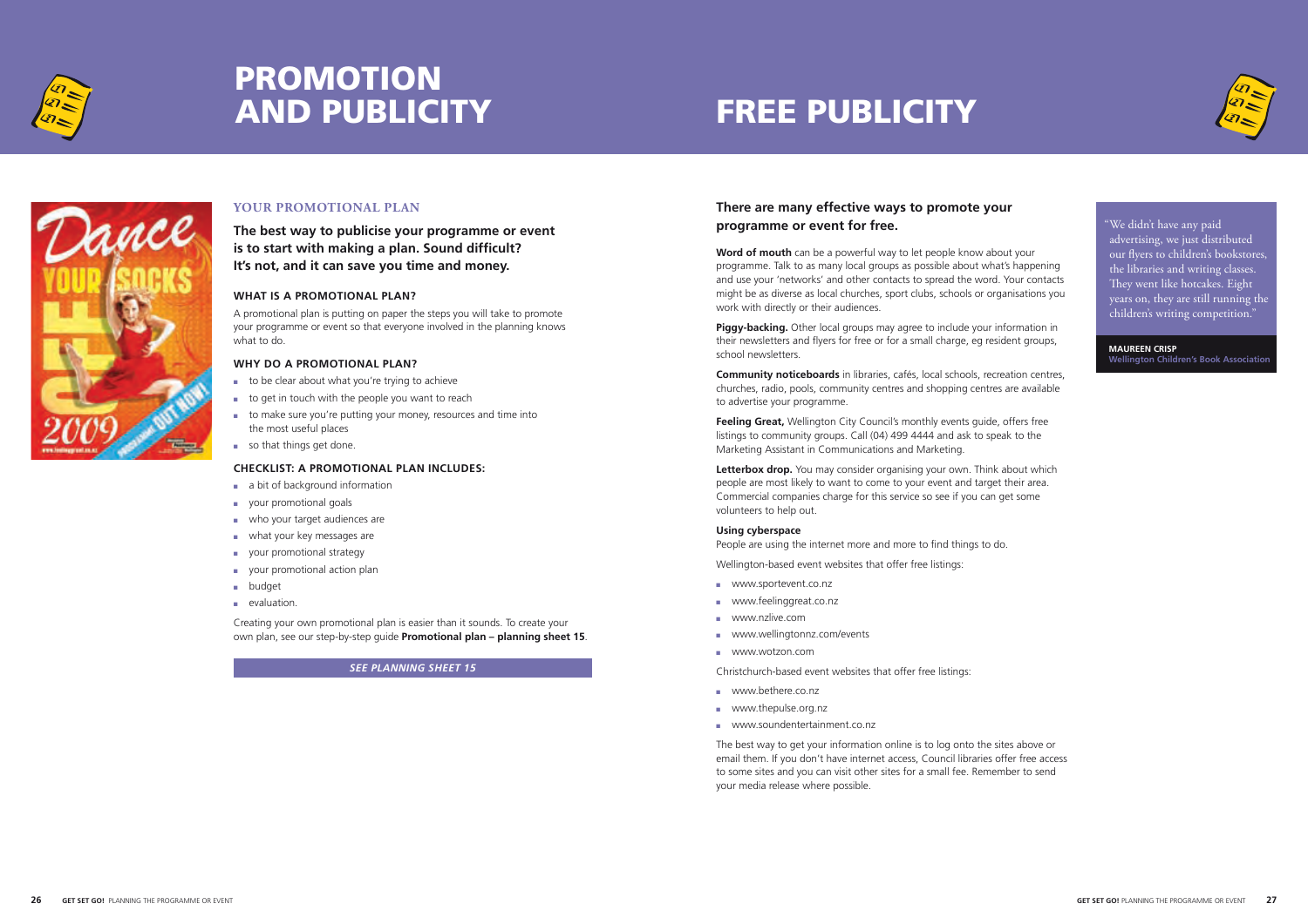# PROMOTION AND PUBLICITY

## YOUR PROMOTIONAL PLAN

**The best way to publicise your programme or event is to start with making a plan. Sound difficult? It's not, and it can save you time and money.**

### WHAT IS A PROMOTIONAL PLAN?

A promotional plan is putting on paper the steps you will take to promote your programme or event so that everyone involved in the planning knows what to do.

### WHY DO A PROMOTIONAL PLAN?

- to be clear about what you're trying to achieve
- to get in touch with the people you want to reach
- to make sure you're putting your money, resources and time into the most useful places
- so that things get done.

### CHECKLIST: A PROMOTIONAL PLAN INCLUDES:

- a bit of background information
- your promotional goals
- who your target audiences are
- what your key messages are
- your promotional strategy
- your promotional action plan
- budget
- evaluation.

Creating your own promotional plan is easier than it sounds. To create your own plan, see our step-by-step guide **Promotional plan – planning sheet 15**.

***SEE PLANNING SHEET 15***

# FREE PUBLICITY

### There are many effective ways to promote your programme or event for free.

**Word of mouth** can be a powerful way to let people know about your programme. Talk to as many local groups as possible about what's happening and use your 'networks' and other contacts to spread the word. Your contacts might be as diverse as local churches, sport clubs, schools or organisations you work with directly or their audiences.

**Piggy-backing.** Other local groups may agree to include your information in their newsletters and flyers for free or for a small charge, eg resident groups, school newsletters.

**Community noticeboards** in libraries, cafés, local schools, recreation centres, churches, radio, pools, community centres and shopping centres are available to advertise your programme.

**Feeling Great,** Wellington City Council's monthly events guide, offers free listings to community groups. Call (04) 499 4444 and ask to speak to the Marketing Assistant in Communications and Marketing.

**Letterbox drop.** You may consider organising your own. Think about which people are most likely to want to come to your event and target their area. Commercial companies charge for this service so see if you can get some volunteers to help out.

**Using cyberspace**

People are using the internet more and more to find things to do.

Wellington-based event websites that offer free listings:

- www.sportevent.co.nz
- www.feelinggreat.co.nz
- www.nzlive.com
- www.wellingtonnz.com/events
- www.wotzon.com

Christchurch-based event websites that offer free listings:

- www.bethere.co.nz
- www.thepulse.org.nz
- www.soundentertainment.co.nz

The best way to get your information online is to log onto the sites above or email them. If you don't have internet access, Council libraries offer free access to some sites and you can visit other sites for a small fee. Remember to send your media release where possible.

"We didn't have any paid advertising, we just distributed our flyers to children's bookstores, the libraries and writing classes. They went like hotcakes. Eight years on, they are still running the children's writing competition."

**MAUREEN CRISP**
**Wellington Children's Book Association**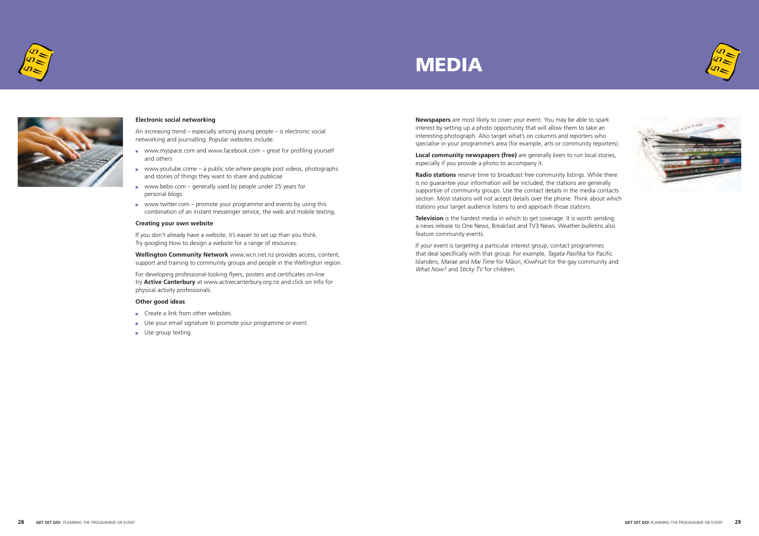# MEDIA

### Electronic social networking

An increasing trend – especially among young people – is electronic social networking and journalling. Popular websites include:

- www.myspace.com and www.facebook.com – great for profiling yourself and others
- www.youtube.come – a public site where people post videos, photographs and stories of things they want to share and publicise
- www.bebo.com – generally used by people under 25 years for personal blogs
- www.twitter.com – promote your programme and events by using this combination of an instant messenger service, the web and mobile texting.

### Creating your own website

If you don't already have a website, it's easier to set up than you think. Try googling How to design a website for a range of resources.

**Wellington Community Network** www.wcn.net.nz provides access, content, support and training to community groups and people in the Wellington region.

For developing professional-looking flyers, posters and certificates on-line try **Active Canterbury** at www.activecanterbury.org.nz and click on Info for physical activity professionals.

### Other good ideas

- Create a link from other websites.
- Use your email signature to promote your programme or event.
- Use group texting.

**Newspapers** are most likely to cover your event. You may be able to spark interest by setting up a photo opportunity that will allow them to take an interesting photograph. Also target what's on columns and reporters who specialise in your programme's area (for example, arts or community reporters).

**Local community newspapers (free)** are generally keen to run local stories, especially if you provide a photo to accompany it.

**Radio stations** reserve time to broadcast free community listings. While there is no guarantee your information will be included, the stations are generally supportive of community groups. Use the contact details in the media contacts section. Most stations will not accept details over the phone. Think about which stations your target audience listens to and approach those stations.

**Television** is the hardest media in which to get coverage. It is worth sending a news release to One News, Breakfast and TV3 News. Weather bulletins also feature community events.

If your event is targeting a particular interest group, contact programmes that deal specifically with that group. For example, *Tagata Pasifika* for Pacific Islanders, *Marae* and *Mai Time* for Māori, *KiwiFruit* for the gay community and *What Now?* and *Sticky TV* for children.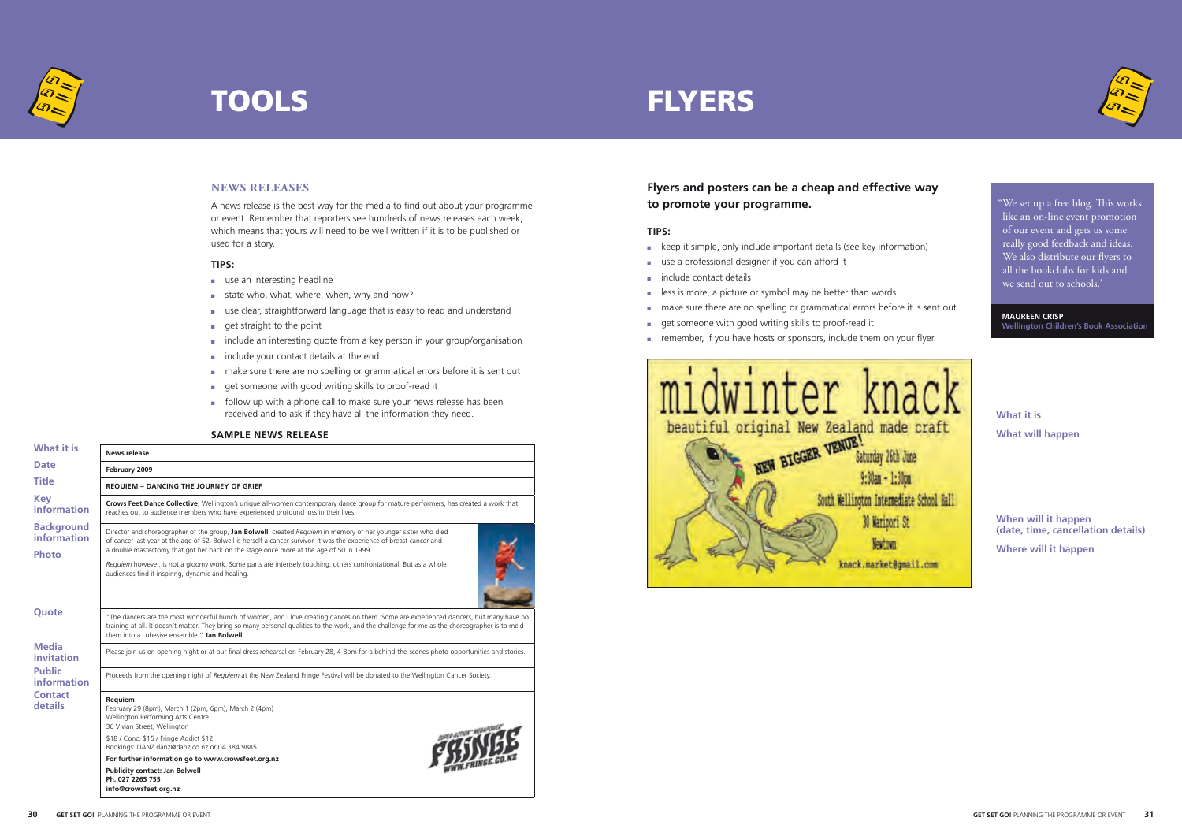# TOOLS

## NEWS RELEASES

A news release is the best way for the media to find out about your programme or event. Remember that reporters see hundreds of news releases each week, which means that yours will need to be well written if it is to be published or used for a story.

### TIPS:

- use an interesting headline
- state who, what, where, when, why and how?
- use clear, straightforward language that is easy to read and understand
- get straight to the point
- include an interesting quote from a key person in your group/organisation
- include your contact details at the end
- make sure there are no spelling or grammatical errors before it is sent out
- get someone with good writing skills to proof-read it
- follow up with a phone call to make sure your news release has been received and to ask if they have all the information they need.

### SAMPLE NEWS RELEASE

| | |
|---|---|
| **What it is** | **News release** |
| **Date** | **February 2009** |
| **Title** | **REQUIEM – DANCING THE JOURNEY OF GRIEF** |
| **Key information** | **Crows Feet Dance Collective**, Wellington's unique all-women contemporary dance group for mature performers, has created a work that reaches out to audience members who have experienced profound loss in their lives. |
| **Background information** / **Photo** | Director and choreographer of the group, **Jan Bolwell**, created *Requiem* in memory of her younger sister who died of cancer last year at the age of 52. Bolwell is herself a cancer survivor. It was the experience of breast cancer and a double mastectomy that got her back on the stage once more at the age of 50 in 1999. *Requiem* however, is not a gloomy work. Some parts are intensely touching, others confrontational. But as a whole audiences find it inspiring, dynamic and healing. |
| **Quote** | "The dancers are the most wonderful bunch of women, and I love creating dances on them. Some are experienced dancers, but many have no training at all. It doesn't matter. They bring so many personal qualities to the work, and the challenge for me as the choreographer is to meld them into a cohesive ensemble." **Jan Bolwell** |
| **Media invitation** | Please join us on opening night or at our final dress rehearsal on February 28, 4-8pm for a behind-the-scenes photo opportunities and stories. |
| **Public information** | Proceeds from the opening night of *Requiem* at the New Zealand Fringe Festival will be donated to the Wellington Cancer Society. |
| **Contact details** | **Requiem** February 29 (8pm), March 1 (2pm, 6pm), March 2 (4pm) Wellington Performing Arts Centre 36 Vivian Street, Wellington $18 / Conc. $15 / Fringe Addict $12 Bookings: DANZ danz@danz.co.nz or 04 384 9885 **For further information go to www.crowsfeet.org.nz** **Publicity contact: Jan Bolwell** **Ph. 027 2265 755** **info@crowsfeet.org.nz** |

# FLYERS

**Flyers and posters can be a cheap and effective way to promote your programme.**

### TIPS:

- keep it simple, only include important details (see key information)
- use a professional designer if you can afford it
- include contact details
- less is more, a picture or symbol may be better than words
- make sure there are no spelling or grammatical errors before it is sent out
- get someone with good writing skills to proof-read it
- remember, if you have hosts or sponsors, include them on your flyer.

"We set up a free blog. This works like an on-line event promotion of our event and gets us some really good feedback and ideas. We also distribute our flyers to all the bookclubs for kids and we send out to schools.'

**MAUREEN CRISP**
**Wellington Children's Book Association**

midwinter knack
beautiful original New Zealand made craft
NEW BIGGER VENUE!
Saturday 26th June
9:30am - 1:30pm
South Wellington Intermediate School Hall
30 Waripori St
Newtown
knack.market@gmail.com

**What it is**
**What will happen**
**When will it happen (date, time, cancellation details)**
**Where will it happen**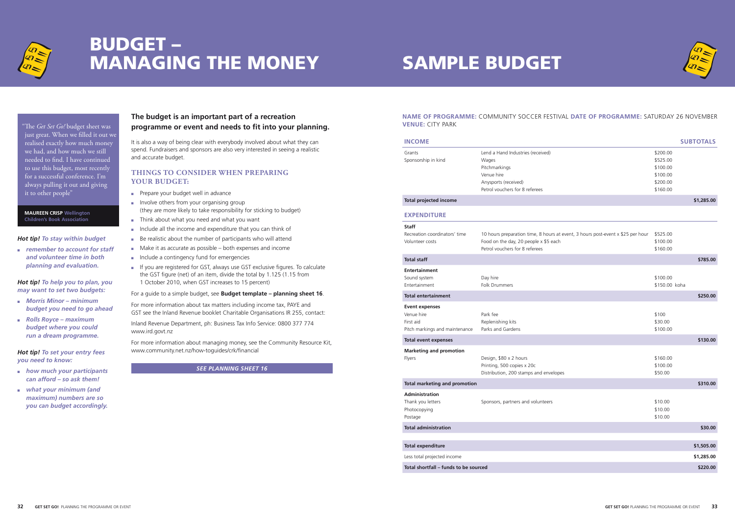# BUDGET – MANAGING THE MONEY

"The *Get Set Go!* budget sheet was just great. When we filled it out we realised exactly how much money we had, and how much we still needed to find. I have continued to use this budget, most recently for a successful conference. I'm always pulling it out and giving it to other people"

**MAUREEN CRISP** Wellington Children's Book Association

***Hot tip!*** *To stay within budget*

- ***remember to account for staff and volunteer time in both planning and evaluation.***

***Hot tip!*** *To help you to plan, you may want to set two budgets:*

- ***Morris Minor – minimum budget you need to go ahead***
- ***Rolls Royce – maximum budget where you could run a dream programme.***

***Hot tip!*** *To set your entry fees you need to know:*

- ***how much your participants can afford – so ask them!***
- ***what your minimum (and maximum) numbers are so you can budget accordingly.***

## The budget is an important part of a recreation programme or event and needs to fit into your planning.

It is also a way of being clear with everybody involved about what they can spend. Fundraisers and sponsors are also very interested in seeing a realistic and accurate budget.

### THINGS TO CONSIDER WHEN PREPARING YOUR BUDGET:

- Prepare your budget well in advance
- Involve others from your organising group (they are more likely to take responsibility for sticking to budget)
- Think about what you need and what you want
- Include all the income and expenditure that you can think of
- Be realistic about the number of participants who will attend
- Make it as accurate as possible – both expenses and income
- Include a contingency fund for emergencies
- If you are registered for GST, always use GST exclusive figures. To calculate the GST figure (net) of an item, divide the total by 1.125 (1.15 from 1 October 2010, when GST increases to 15 percent)

For a guide to a simple budget, see **Budget template – planning sheet 16**.

For more information about tax matters including income tax, PAYE and GST see the Inland Revenue booklet Charitable Organisations IR 255, contact:

Inland Revenue Department, ph: Business Tax Info Service: 0800 377 774 www.ird.govt.nz

For more information about managing money, see the Community Resource Kit, www.community.net.nz/how-toguides/crk/financial

***SEE PLANNING SHEET 16***

# SAMPLE BUDGET

**NAME OF PROGRAMME:** COMMUNITY SOCCER FESTIVAL **DATE OF PROGRAMME:** SATURDAY 26 NOVEMBER **VENUE:** CITY PARK

| INCOME | | | SUBTOTALS |
|---|---|---|---|
| Grants | Lend a Hand Industries (received) | $200.00 | |
| Sponsorship in kind | Wages | $525.00 | |
| | Pitchmarkings | $100.00 | |
| | Venue hire | $100.00 | |
| | Anysports (received) | $200.00 | |
| | Petrol vouchers for 8 referees | $160.00 | |
| **Total projected income** | | | **$1,285.00** |
| **EXPENDITURE** | | | |
| **Staff** | | | |
| Recreation coordinators' time | 10 hours preparation time, 8 hours at event, 3 hours post-event x $25 per hour | $525.00 | |
| Volunteer costs | Food on the day, 20 people x $5 each | $100.00 | |
| | Petrol vouchers for 8 referees | $160.00 | |
| **Total staff** | | | **$785.00** |
| **Entertainment** | | | |
| Sound system | Day hire | $100.00 | |
| Entertainment | Folk Drummers | $150.00 koha | |
| **Total entertainment** | | | **$250.00** |
| **Event expenses** | | | |
| Venue hire | Park fee | $100 | |
| First aid | Replenishing kits | $30.00 | |
| Pitch markings and maintenance | Parks and Gardens | $100.00 | |
| **Total event expenses** | | | **$130.00** |
| **Marketing and promotion** | | | |
| Flyers | Design, $80 x 2 hours | $160.00 | |
| | Printing, 500 copies x 20c | $100.00 | |
| | Distribution, 200 stamps and envelopes | $50.00 | |
| **Total marketing and promotion** | | | **$310.00** |
| **Administration** | | | |
| Thank you letters | Sponsors, partners and volunteers | $10.00 | |
| Photocopying | | $10.00 | |
| Postage | | $10.00 | |
| **Total administration** | | | **$30.00** |
| **Total expenditure** | | | **$1,505.00** |
| Less total projected income | | | **$1,285.00** |
| **Total shortfall – funds to be sourced** | | | **$220.00** |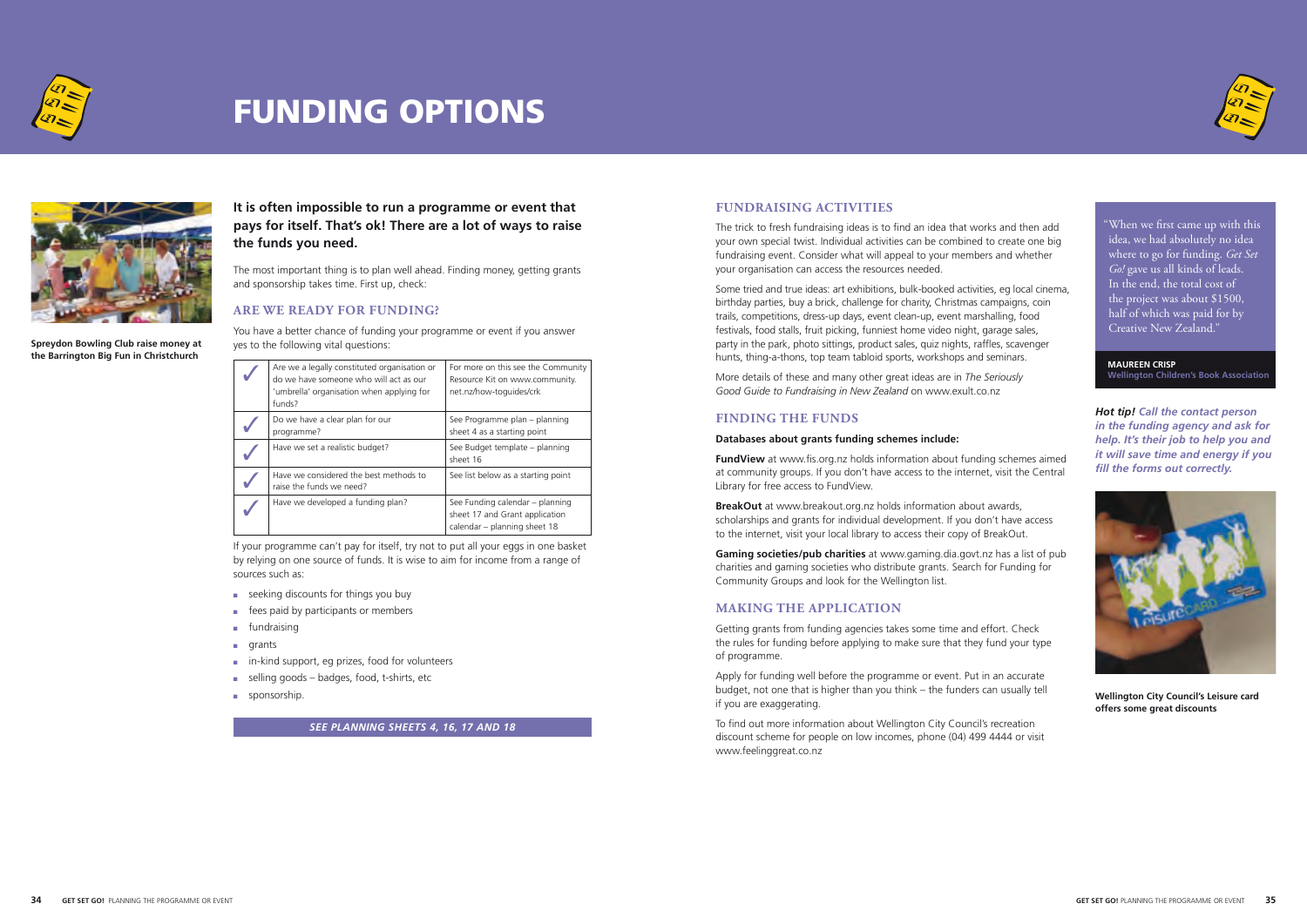# FUNDING OPTIONS

Spreydon Bowling Club raise money at the Barrington Big Fun in Christchurch

**It is often impossible to run a programme or event that pays for itself. That's ok! There are a lot of ways to raise the funds you need.**

The most important thing is to plan well ahead. Finding money, getting grants and sponsorship takes time. First up, check:

## ARE WE READY FOR FUNDING?

You have a better chance of funding your programme or event if you answer yes to the following vital questions:

| | | |
|---|---|---|
| ✓ | Are we a legally constituted organisation or do we have someone who will act as our 'umbrella' organisation when applying for funds? | For more on this see the Community Resource Kit on www.community.net.nz/how-toguides/crk |
| ✓ | Do we have a clear plan for our programme? | See Programme plan – planning sheet 4 as a starting point |
| ✓ | Have we set a realistic budget? | See Budget template – planning sheet 16 |
| ✓ | Have we considered the best methods to raise the funds we need? | See list below as a starting point |
| ✓ | Have we developed a funding plan? | See Funding calendar – planning sheet 17 and Grant application calendar – planning sheet 18 |

If your programme can't pay for itself, try not to put all your eggs in one basket by relying on one source of funds. It is wise to aim for income from a range of sources such as:

- seeking discounts for things you buy
- fees paid by participants or members
- fundraising
- grants
- in-kind support, eg prizes, food for volunteers
- selling goods – badges, food, t-shirts, etc
- sponsorship.

*SEE PLANNING SHEETS 4, 16, 17 AND 18*

## FUNDRAISING ACTIVITIES

The trick to fresh fundraising ideas is to find an idea that works and then add your own special twist. Individual activities can be combined to create one big fundraising event. Consider what will appeal to your members and whether your organisation can access the resources needed.

Some tried and true ideas: art exhibitions, bulk-booked activities, eg local cinema, birthday parties, buy a brick, challenge for charity, Christmas campaigns, coin trails, competitions, dress-up days, event clean-up, event marshalling, food festivals, food stalls, fruit picking, funniest home video night, garage sales, party in the park, photo sittings, product sales, quiz nights, raffles, scavenger hunts, thing-a-thons, top team tabloid sports, workshops and seminars.

More details of these and many other great ideas are in *The Seriously Good Guide to Fundraising in New Zealand* on www.exult.co.nz

## FINDING THE FUNDS

**Databases about grants funding schemes include:**

**FundView** at www.fis.org.nz holds information about funding schemes aimed at community groups. If you don't have access to the internet, visit the Central Library for free access to FundView.

**BreakOut** at www.breakout.org.nz holds information about awards, scholarships and grants for individual development. If you don't have access to the internet, visit your local library to access their copy of BreakOut.

**Gaming societies/pub charities** at www.gaming.dia.govt.nz has a list of pub charities and gaming societies who distribute grants. Search for Funding for Community Groups and look for the Wellington list.

## MAKING THE APPLICATION

Getting grants from funding agencies takes some time and effort. Check the rules for funding before applying to make sure that they fund your type of programme.

Apply for funding well before the programme or event. Put in an accurate budget, not one that is higher than you think – the funders can usually tell if you are exaggerating.

To find out more information about Wellington City Council's recreation discount scheme for people on low incomes, phone (04) 499 4444 or visit www.feelinggreat.co.nz

"When we first came up with this idea, we had absolutely no idea where to go for funding. *Get Set Go!* gave us all kinds of leads. In the end, the total cost of the project was about $1500, half of which was paid for by Creative New Zealand."

**MAUREEN CRISP**
**Wellington Children's Book Association**

***Hot tip!** Call the contact person in the funding agency and ask for help. It's their job to help you and it will save time and energy if you fill the forms out correctly.*

Wellington City Council's Leisure card offers some great discounts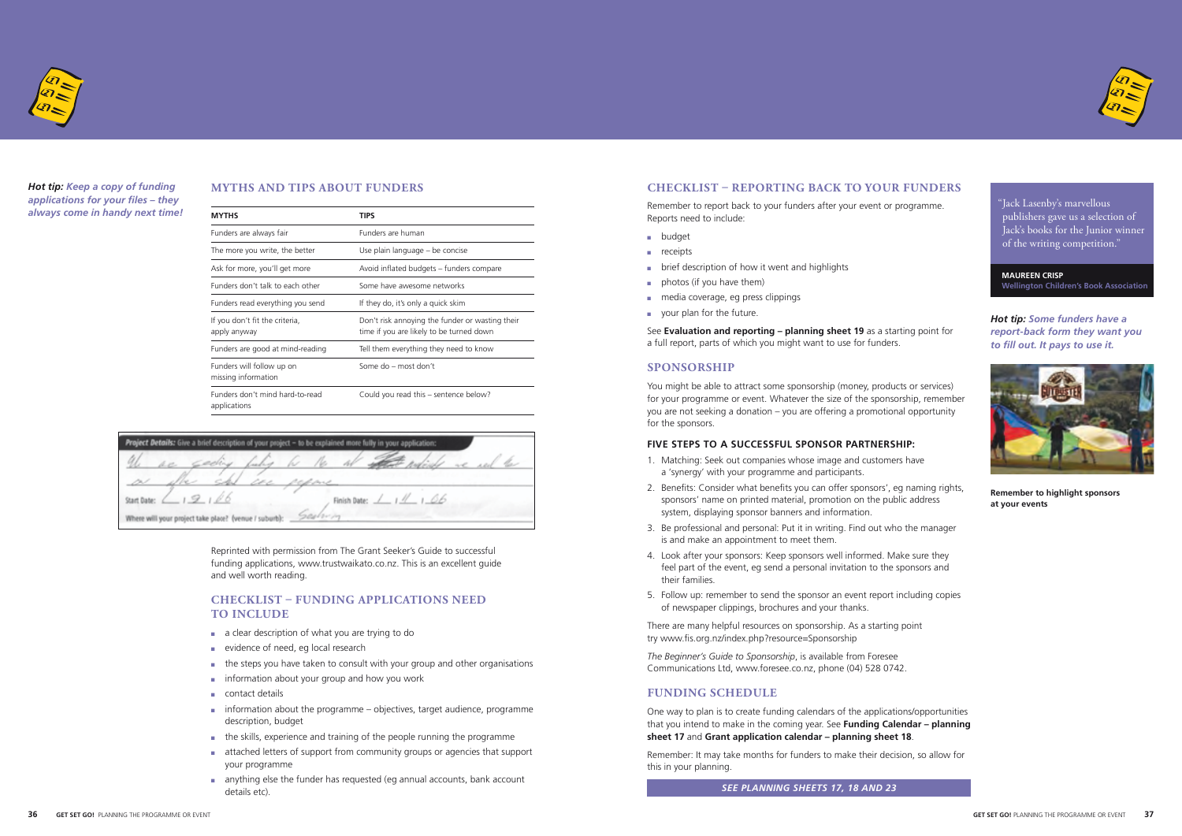*Hot tip: Keep a copy of funding applications for your files – they always come in handy next time!*

## MYTHS AND TIPS ABOUT FUNDERS

| MYTHS | TIPS |
|---|---|
| Funders are always fair | Funders are human |
| The more you write, the better | Use plain language – be concise |
| Ask for more, you'll get more | Avoid inflated budgets – funders compare |
| Funders don't talk to each other | Some have awesome networks |
| Funders read everything you send | If they do, it's only a quick skim |
| If you don't fit the criteria, apply anyway | Don't risk annoying the funder or wasting their time if you are likely to be turned down |
| Funders are good at mind-reading | Tell them everything they need to know |
| Funders will follow up on missing information | Some do – most don't |
| Funders don't mind hard-to-read applications | Could you read this – sentence below? |

**Project Details:** Give a brief description of your project – to be explained more fully in your application:

Start Date: / 12 / 06 Finish Date: / 11 / 06

Where will your project take place? (venue / suburb):

Reprinted with permission from The Grant Seeker's Guide to successful funding applications, www.trustwaikato.co.nz. This is an excellent guide and well worth reading.

## CHECKLIST – FUNDING APPLICATIONS NEED TO INCLUDE

- a clear description of what you are trying to do
- evidence of need, eg local research
- the steps you have taken to consult with your group and other organisations
- information about your group and how you work
- contact details
- information about the programme – objectives, target audience, programme description, budget
- the skills, experience and training of the people running the programme
- attached letters of support from community groups or agencies that support your programme
- anything else the funder has requested (eg annual accounts, bank account details etc).

## CHECKLIST – REPORTING BACK TO YOUR FUNDERS

Remember to report back to your funders after your event or programme. Reports need to include:

- budget
- receipts
- brief description of how it went and highlights
- photos (if you have them)
- media coverage, eg press clippings
- your plan for the future.

See **Evaluation and reporting – planning sheet 19** as a starting point for a full report, parts of which you might want to use for funders.

## SPONSORSHIP

You might be able to attract some sponsorship (money, products or services) for your programme or event. Whatever the size of the sponsorship, remember you are not seeking a donation – you are offering a promotional opportunity for the sponsors.

### FIVE STEPS TO A SUCCESSFUL SPONSOR PARTNERSHIP:

1. Matching: Seek out companies whose image and customers have a 'synergy' with your programme and participants.
2. Benefits: Consider what benefits you can offer sponsors', eg naming rights, sponsors' name on printed material, promotion on the public address system, displaying sponsor banners and information.
3. Be professional and personal: Put it in writing. Find out who the manager is and make an appointment to meet them.
4. Look after your sponsors: Keep sponsors well informed. Make sure they feel part of the event, eg send a personal invitation to the sponsors and their families.
5. Follow up: remember to send the sponsor an event report including copies of newspaper clippings, brochures and your thanks.

There are many helpful resources on sponsorship. As a starting point try www.fis.org.nz/index.php?resource=Sponsorship

*The Beginner's Guide to Sponsorship*, is available from Foresee Communications Ltd, www.foresee.co.nz, phone (04) 528 0742.

## FUNDING SCHEDULE

One way to plan is to create funding calendars of the applications/opportunities that you intend to make in the coming year. See **Funding Calendar – planning sheet 17** and **Grant application calendar – planning sheet 18**.

Remember: It may take months for funders to make their decision, so allow for this in your planning.

***SEE PLANNING SHEETS 17, 18 AND 23***

"Jack Lasenby's marvellous publishers gave us a selection of Jack's books for the Junior winner of the writing competition."

**MAUREEN CRISP**
**Wellington Children's Book Association**

*Hot tip: Some funders have a report-back form they want you to fill out. It pays to use it.*

**Remember to highlight sponsors at your events**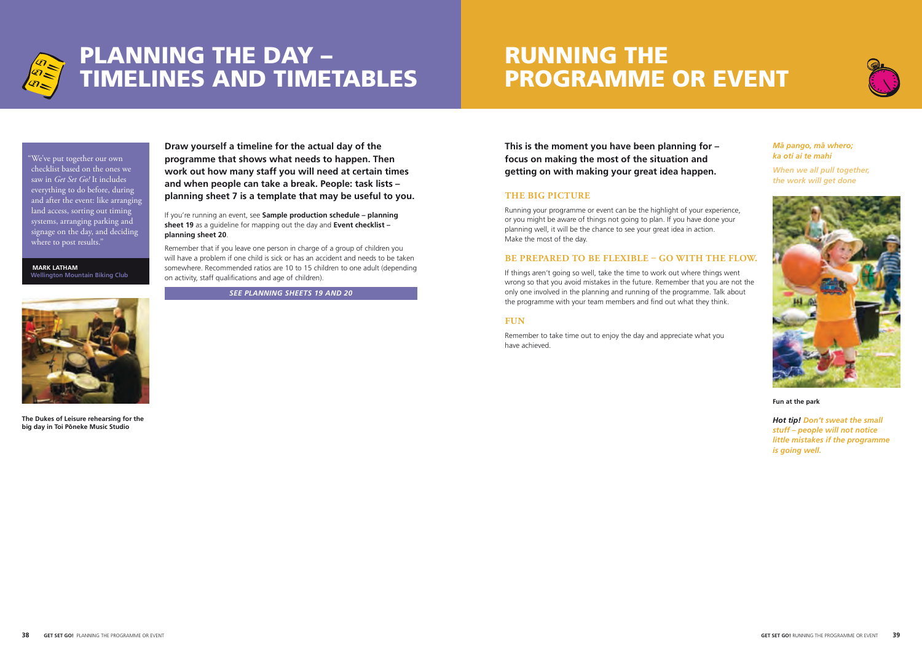# PLANNING THE DAY – TIMELINES AND TIMETABLES

"We've put together our own checklist based on the ones we saw in *Get Set Go!* It includes everything to do before, during and after the event: like arranging land access, sorting out timing systems, arranging parking and signage on the day, and deciding where to post results."

**MARK LATHAM**
**Wellington Mountain Biking Club**

**The Dukes of Leisure rehearsing for the big day in Toi Pōneke Music Studio**

**Draw yourself a timeline for the actual day of the programme that shows what needs to happen. Then work out how many staff you will need at certain times and when people can take a break. People: task lists – planning sheet 7 is a template that may be useful to you.**

If you're running an event, see **Sample production schedule – planning sheet 19** as a guideline for mapping out the day and **Event checklist – planning sheet 20**.

Remember that if you leave one person in charge of a group of children you will have a problem if one child is sick or has an accident and needs to be taken somewhere. Recommended ratios are 10 to 15 children to one adult (depending on activity, staff qualifications and age of children).

***SEE PLANNING SHEETS 19 AND 20***

# RUNNING THE PROGRAMME OR EVENT

**This is the moment you have been planning for – focus on making the most of the situation and getting on with making your great idea happen.**

## THE BIG PICTURE

Running your programme or event can be the highlight of your experience, or you might be aware of things not going to plan. If you have done your planning well, it will be the chance to see your great idea in action. Make the most of the day.

## BE PREPARED TO BE FLEXIBLE – GO WITH THE FLOW.

If things aren't going so well, take the time to work out where things went wrong so that you avoid mistakes in the future. Remember that you are not the only one involved in the planning and running of the programme. Talk about the programme with your team members and find out what they think.

## FUN

Remember to take time out to enjoy the day and appreciate what you have achieved.

***Mā pango, mā whero; ka oti ai te mahi***

***When we all pull together, the work will get done***

**Fun at the park**

***Hot tip! Don't sweat the small stuff – people will not notice little mistakes if the programme is going well.***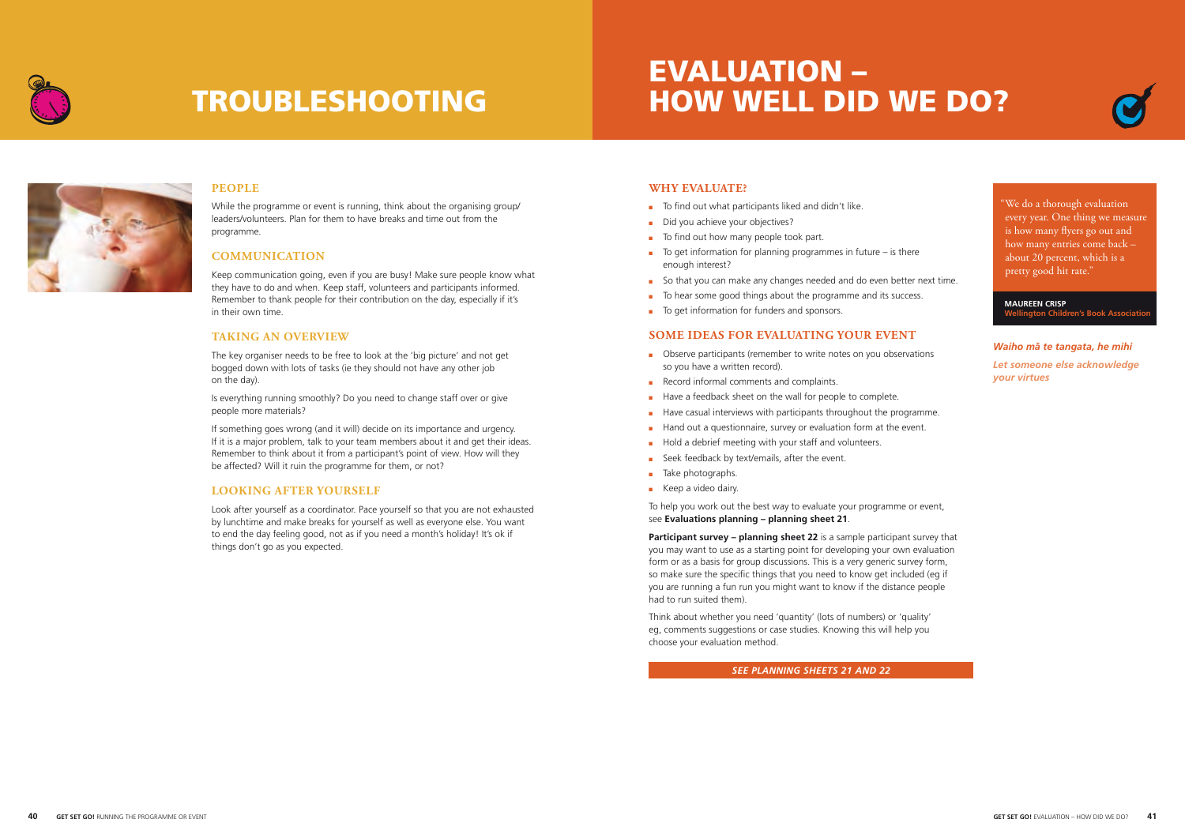# TROUBLESHOOTING

## PEOPLE

While the programme or event is running, think about the organising group/ leaders/volunteers. Plan for them to have breaks and time out from the programme.

## COMMUNICATION

Keep communication going, even if you are busy! Make sure people know what they have to do and when. Keep staff, volunteers and participants informed. Remember to thank people for their contribution on the day, especially if it's in their own time.

## TAKING AN OVERVIEW

The key organiser needs to be free to look at the 'big picture' and not get bogged down with lots of tasks (ie they should not have any other job on the day).

Is everything running smoothly? Do you need to change staff over or give people more materials?

If something goes wrong (and it will) decide on its importance and urgency. If it is a major problem, talk to your team members about it and get their ideas. Remember to think about it from a participant's point of view. How will they be affected? Will it ruin the programme for them, or not?

## LOOKING AFTER YOURSELF

Look after yourself as a coordinator. Pace yourself so that you are not exhausted by lunchtime and make breaks for yourself as well as everyone else. You want to end the day feeling good, not as if you need a month's holiday! It's ok if things don't go as you expected.

# EVALUATION – HOW WELL DID WE DO?

## WHY EVALUATE?

- To find out what participants liked and didn't like.
- Did you achieve your objectives?
- To find out how many people took part.
- To get information for planning programmes in future – is there enough interest?
- So that you can make any changes needed and do even better next time.
- To hear some good things about the programme and its success.
- To get information for funders and sponsors.

## SOME IDEAS FOR EVALUATING YOUR EVENT

- Observe participants (remember to write notes on you observations so you have a written record).
- Record informal comments and complaints.
- Have a feedback sheet on the wall for people to complete.
- Have casual interviews with participants throughout the programme.
- Hand out a questionnaire, survey or evaluation form at the event.
- Hold a debrief meeting with your staff and volunteers.
- Seek feedback by text/emails, after the event.
- Take photographs.
- Keep a video dairy.

To help you work out the best way to evaluate your programme or event, see **Evaluations planning – planning sheet 21**.

**Participant survey – planning sheet 22** is a sample participant survey that you may want to use as a starting point for developing your own evaluation form or as a basis for group discussions. This is a very generic survey form, so make sure the specific things that you need to know get included (eg if you are running a fun run you might want to know if the distance people had to run suited them).

Think about whether you need 'quantity' (lots of numbers) or 'quality' eg, comments suggestions or case studies. Knowing this will help you choose your evaluation method.

***SEE PLANNING SHEETS 21 AND 22***

"We do a thorough evaluation every year. One thing we measure is how many flyers go out and how many entries come back – about 20 percent, which is a pretty good hit rate."

**MAUREEN CRISP**
**Wellington Children's Book Association**

***Waiho mā te tangata, he mihi***

***Let someone else acknowledge your virtues***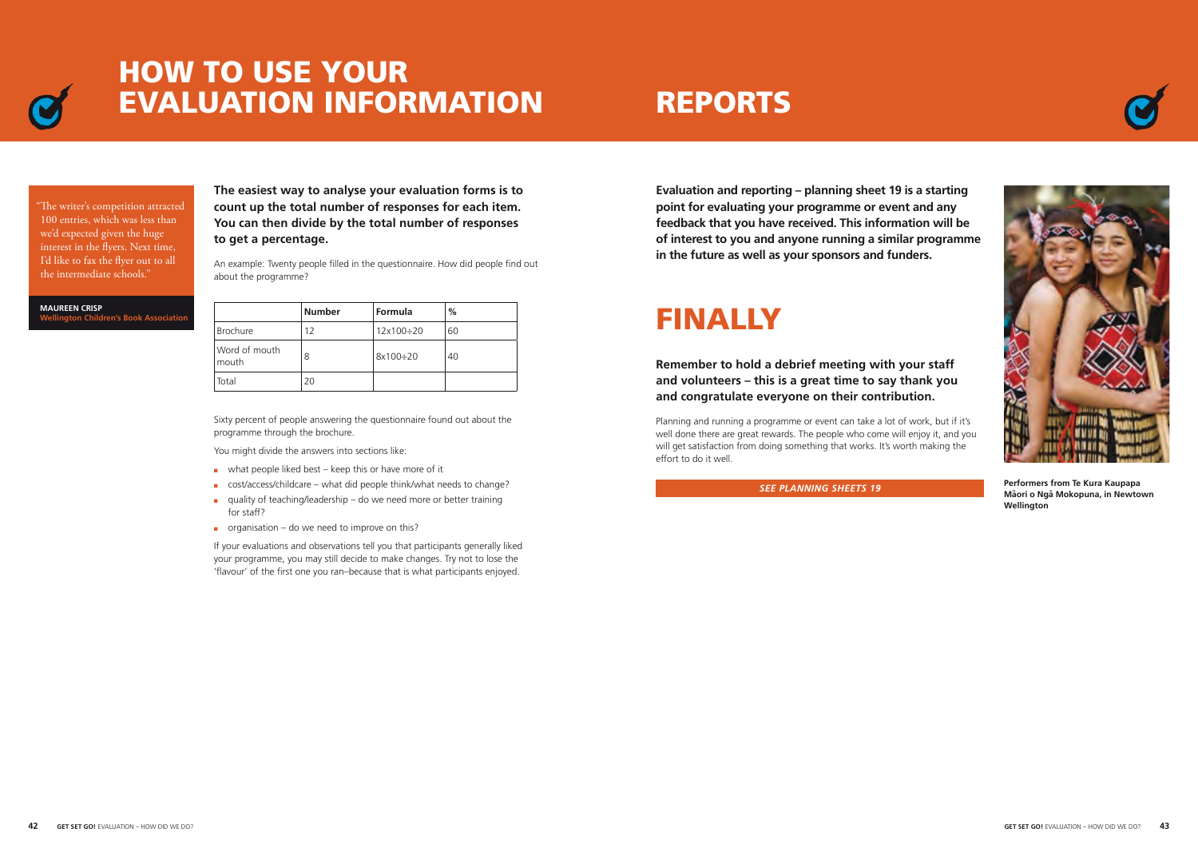# HOW TO USE YOUR EVALUATION INFORMATION

"The writer's competition attracted 100 entries, which was less than we'd expected given the huge interest in the flyers. Next time, I'd like to fax the flyer out to all the intermediate schools."

**MAUREEN CRISP**
**Wellington Children's Book Association**

**The easiest way to analyse your evaluation forms is to count up the total number of responses for each item. You can then divide by the total number of responses to get a percentage.**

An example: Twenty people filled in the questionnaire. How did people find out about the programme?

| | Number | Formula | % |
|---|---|---|---|
| Brochure | 12 | 12x100÷20 | 60 |
| Word of mouth mouth | 8 | 8x100÷20 | 40 |
| Total | 20 | | |

Sixty percent of people answering the questionnaire found out about the programme through the brochure.

You might divide the answers into sections like:

- what people liked best – keep this or have more of it
- cost/access/childcare – what did people think/what needs to change?
- quality of teaching/leadership – do we need more or better training for staff?
- organisation – do we need to improve on this?

If your evaluations and observations tell you that participants generally liked your programme, you may still decide to make changes. Try not to lose the 'flavour' of the first one you ran–because that is what participants enjoyed.

# REPORTS

**Evaluation and reporting – planning sheet 19 is a starting point for evaluating your programme or event and any feedback that you have received. This information will be of interest to you and anyone running a similar programme in the future as well as your sponsors and funders.**

# FINALLY

**Remember to hold a debrief meeting with your staff and volunteers – this is a great time to say thank you and congratulate everyone on their contribution.**

Planning and running a programme or event can take a lot of work, but if it's well done there are great rewards. The people who come will enjoy it, and you will get satisfaction from doing something that works. It's worth making the effort to do it well.

***SEE PLANNING SHEETS 19***

**Performers from Te Kura Kaupapa Māori o Ngā Mokopuna, in Newtown Wellington**